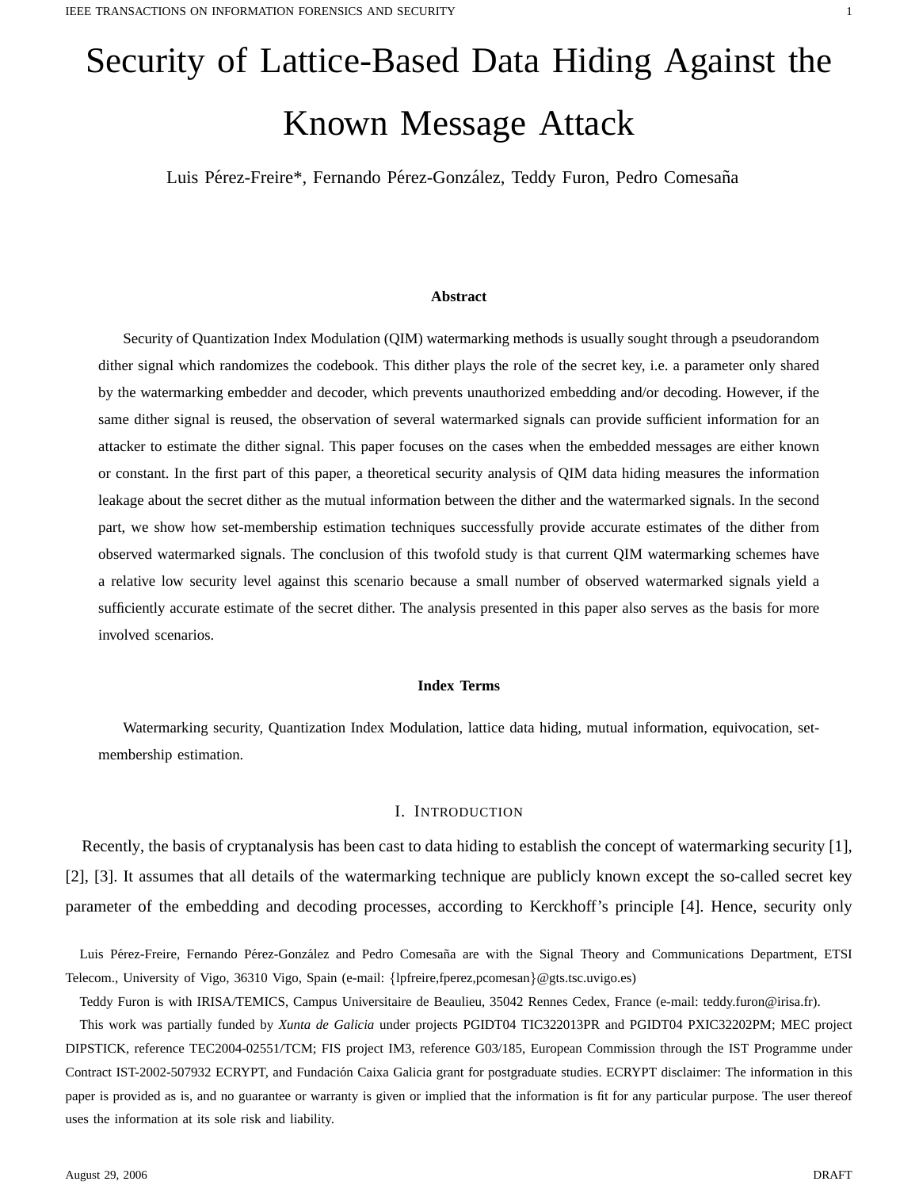# Security of Lattice-Based Data Hiding Against the Known Message Attack

Luis Pérez-Freire*, Fernando Pérez-González, Teddy Furon, Pedro Comesaña

### Abstract

Security of Quantization Index Modulation (QIM) watermarking methods is usually sought through a pseudorandom dither signal which randomizes the codebook. This dither plays the role of the secret key, i.e. a parameter only shared by the watermarking embedder and decoder, which prevents unauthorized embedding and/or decoding. However, if the same dither signal is reused, the observation of several watermarked signals can provide sufficient information for an attacker to estimate the dither signal. This paper focuses on the cases when the embedded messages are either known or constant. In the first part of this paper, a theoretical security analysis of QIM data hiding measures the information leakage about the secret dither as the mutual information between the dither and the watermarked signals. In the second part, we show how set-membership estimation techniques successfully provide accurate estimates of the dither from observed watermarked signals. The conclusion of this twofold study is that current QIM watermarking schemes have a relative low security level against this scenario because a small number of observed watermarked signals yield a sufficiently accurate estimate of the secret dither. The analysis presented in this paper also serves as the basis for more involved scenarios.

### Index Terms

Watermarking security, Quantization Index Modulation, lattice data hiding, mutual information, equivocation, set-membership estimation.

## I. Introduction

Recently, the basis of cryptanalysis has been cast to data hiding to establish the concept of watermarking security [1], [2], [3]. It assumes that all details of the watermarking technique are publicly known except the so-called secret key parameter of the embedding and decoding processes, according to Kerckhoff's principle [4]. Hence, security only

Luis Pérez-Freire, Fernando Pérez-González and Pedro Comesaña are with the Signal Theory and Communications Department, ETSI Telecom., University of Vigo, 36310 Vigo, Spain (e-mail: {lpfreire,fperez,pcomesan}@gts.tsc.uvigo.es)

Teddy Furon is with IRISA/TEMICS, Campus Universitaire de Beaulieu, 35042 Rennes Cedex, France (e-mail: teddy.furon@irisa.fr).

This work was partially funded by *Xunta de Galicia* under projects PGIDT04 TIC322013PR and PGIDT04 PXIC32202PM; MEC project DIPSTICK, reference TEC2004-02551/TCM; FIS project IM3, reference G03/185, European Commission through the IST Programme under Contract IST-2002-507932 ECRYPT, and Fundación Caixa Galicia grant for postgraduate studies. ECRYPT disclaimer: The information in this paper is provided as is, and no guarantee or warranty is given or implied that the information is fit for any particular purpose. The user thereof uses the information at its sole risk and liability.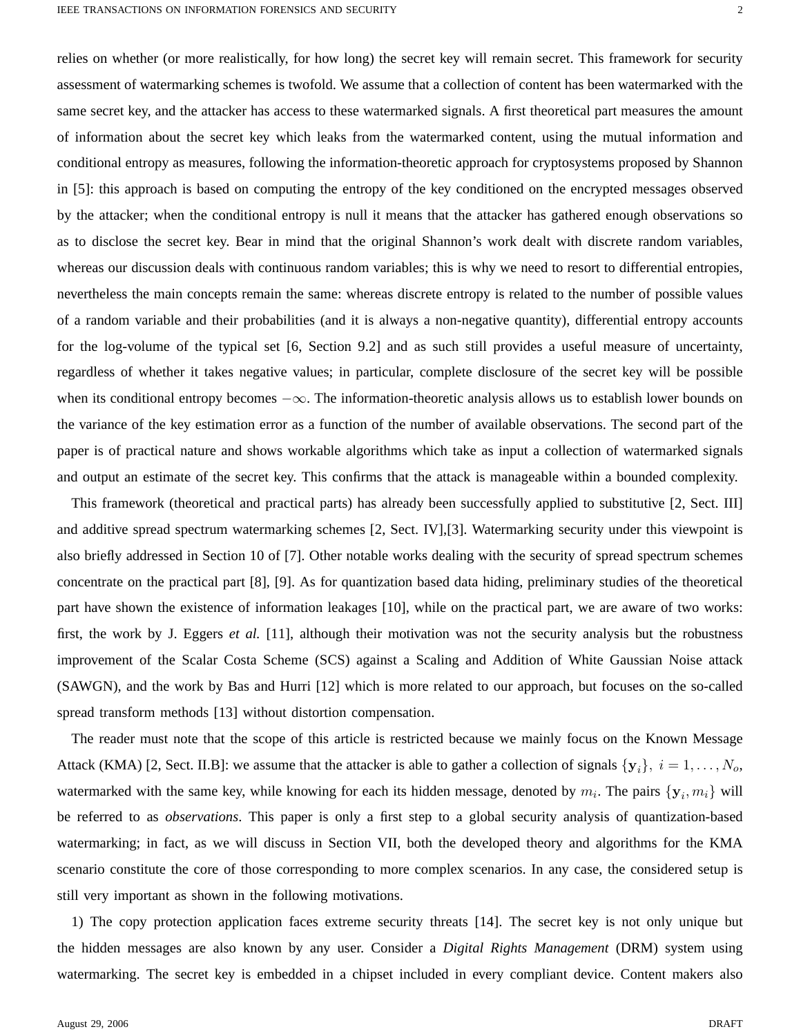relies on whether (or more realistically, for how long) the secret key will remain secret. This framework for security assessment of watermarking schemes is twofold. We assume that a collection of content has been watermarked with the same secret key, and the attacker has access to these watermarked signals. A first theoretical part measures the amount of information about the secret key which leaks from the watermarked content, using the mutual information and conditional entropy as measures, following the information-theoretic approach for cryptosystems proposed by Shannon in [5]: this approach is based on computing the entropy of the key conditioned on the encrypted messages observed by the attacker; when the conditional entropy is null it means that the attacker has gathered enough observations so as to disclose the secret key. Bear in mind that the original Shannon's work dealt with discrete random variables, whereas our discussion deals with continuous random variables; this is why we need to resort to differential entropies, nevertheless the main concepts remain the same: whereas discrete entropy is related to the number of possible values of a random variable and their probabilities (and it is always a non-negative quantity), differential entropy accounts for the log-volume of the typical set [6, Section 9.2] and as such still provides a useful measure of uncertainty, regardless of whether it takes negative values; in particular, complete disclosure of the secret key will be possible when its conditional entropy becomes $-\infty$. The information-theoretic analysis allows us to establish lower bounds on the variance of the key estimation error as a function of the number of available observations. The second part of the paper is of practical nature and shows workable algorithms which take as input a collection of watermarked signals and output an estimate of the secret key. This confirms that the attack is manageable within a bounded complexity.

This framework (theoretical and practical parts) has already been successfully applied to substitutive [2, Sect. III] and additive spread spectrum watermarking schemes [2, Sect. IV],[3]. Watermarking security under this viewpoint is also briefly addressed in Section 10 of [7]. Other notable works dealing with the security of spread spectrum schemes concentrate on the practical part [8], [9]. As for quantization based data hiding, preliminary studies of the theoretical part have shown the existence of information leakages [10], while on the practical part, we are aware of two works: first, the work by J. Eggers *et al.* [11], although their motivation was not the security analysis but the robustness improvement of the Scalar Costa Scheme (SCS) against a Scaling and Addition of White Gaussian Noise attack (SAWGN), and the work by Bas and Hurri [12] which is more related to our approach, but focuses on the so-called spread transform methods [13] without distortion compensation.

The reader must note that the scope of this article is restricted because we mainly focus on the Known Message Attack (KMA) [2, Sect. II.B]: we assume that the attacker is able to gather a collection of signals $\{\mathbf{y}_i\},\ i = 1,\ldots,N_o$, watermarked with the same key, while knowing for each its hidden message, denoted by $m_i$. The pairs $\{\mathbf{y}_i, m_i\}$ will be referred to as *observations*. This paper is only a first step to a global security analysis of quantization-based watermarking; in fact, as we will discuss in Section VII, both the developed theory and algorithms for the KMA scenario constitute the core of those corresponding to more complex scenarios. In any case, the considered setup is still very important as shown in the following motivations.

1) The copy protection application faces extreme security threats [14]. The secret key is not only unique but the hidden messages are also known by any user. Consider a *Digital Rights Management* (DRM) system using watermarking. The secret key is embedded in a chipset included in every compliant device. Content makers also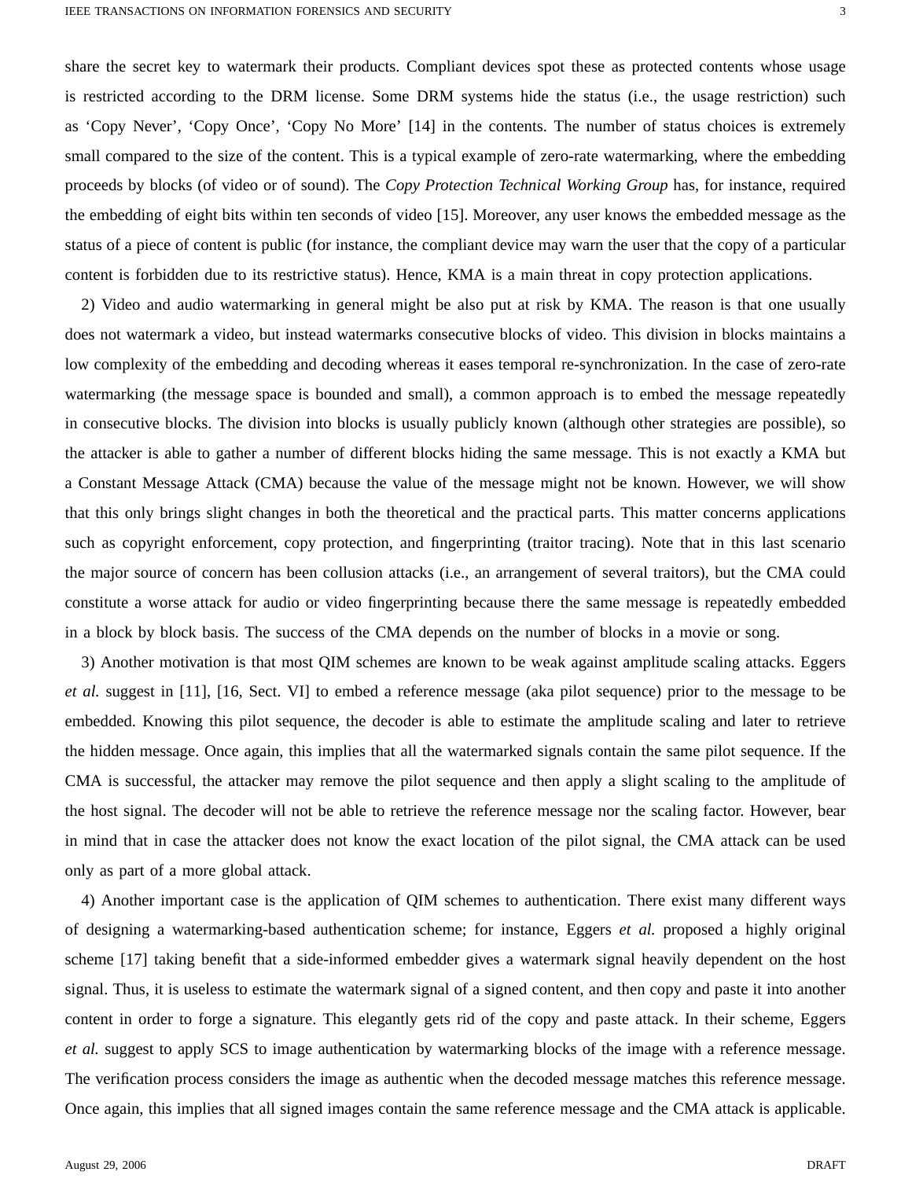share the secret key to watermark their products. Compliant devices spot these as protected contents whose usage is restricted according to the DRM license. Some DRM systems hide the status (i.e., the usage restriction) such as ‘Copy Never’, ‘Copy Once’, ‘Copy No More’ [14] in the contents. The number of status choices is extremely small compared to the size of the content. This is a typical example of zero-rate watermarking, where the embedding proceeds by blocks (of video or of sound). The *Copy Protection Technical Working Group* has, for instance, required the embedding of eight bits within ten seconds of video [15]. Moreover, any user knows the embedded message as the status of a piece of content is public (for instance, the compliant device may warn the user that the copy of a particular content is forbidden due to its restrictive status). Hence, KMA is a main threat in copy protection applications.

2) Video and audio watermarking in general might be also put at risk by KMA. The reason is that one usually does not watermark a video, but instead watermarks consecutive blocks of video. This division in blocks maintains a low complexity of the embedding and decoding whereas it eases temporal re-synchronization. In the case of zero-rate watermarking (the message space is bounded and small), a common approach is to embed the message repeatedly in consecutive blocks. The division into blocks is usually publicly known (although other strategies are possible), so the attacker is able to gather a number of different blocks hiding the same message. This is not exactly a KMA but a Constant Message Attack (CMA) because the value of the message might not be known. However, we will show that this only brings slight changes in both the theoretical and the practical parts. This matter concerns applications such as copyright enforcement, copy protection, and fingerprinting (traitor tracing). Note that in this last scenario the major source of concern has been collusion attacks (i.e., an arrangement of several traitors), but the CMA could constitute a worse attack for audio or video fingerprinting because there the same message is repeatedly embedded in a block by block basis. The success of the CMA depends on the number of blocks in a movie or song.

3) Another motivation is that most QIM schemes are known to be weak against amplitude scaling attacks. Eggers *et al.* suggest in [11], [16, Sect. VI] to embed a reference message (aka pilot sequence) prior to the message to be embedded. Knowing this pilot sequence, the decoder is able to estimate the amplitude scaling and later to retrieve the hidden message. Once again, this implies that all the watermarked signals contain the same pilot sequence. If the CMA is successful, the attacker may remove the pilot sequence and then apply a slight scaling to the amplitude of the host signal. The decoder will not be able to retrieve the reference message nor the scaling factor. However, bear in mind that in case the attacker does not know the exact location of the pilot signal, the CMA attack can be used only as part of a more global attack.

4) Another important case is the application of QIM schemes to authentication. There exist many different ways of designing a watermarking-based authentication scheme; for instance, Eggers *et al.* proposed a highly original scheme [17] taking benefit that a side-informed embedder gives a watermark signal heavily dependent on the host signal. Thus, it is useless to estimate the watermark signal of a signed content, and then copy and paste it into another content in order to forge a signature. This elegantly gets rid of the copy and paste attack. In their scheme, Eggers *et al.* suggest to apply SCS to image authentication by watermarking blocks of the image with a reference message. The verification process considers the image as authentic when the decoded message matches this reference message. Once again, this implies that all signed images contain the same reference message and the CMA attack is applicable.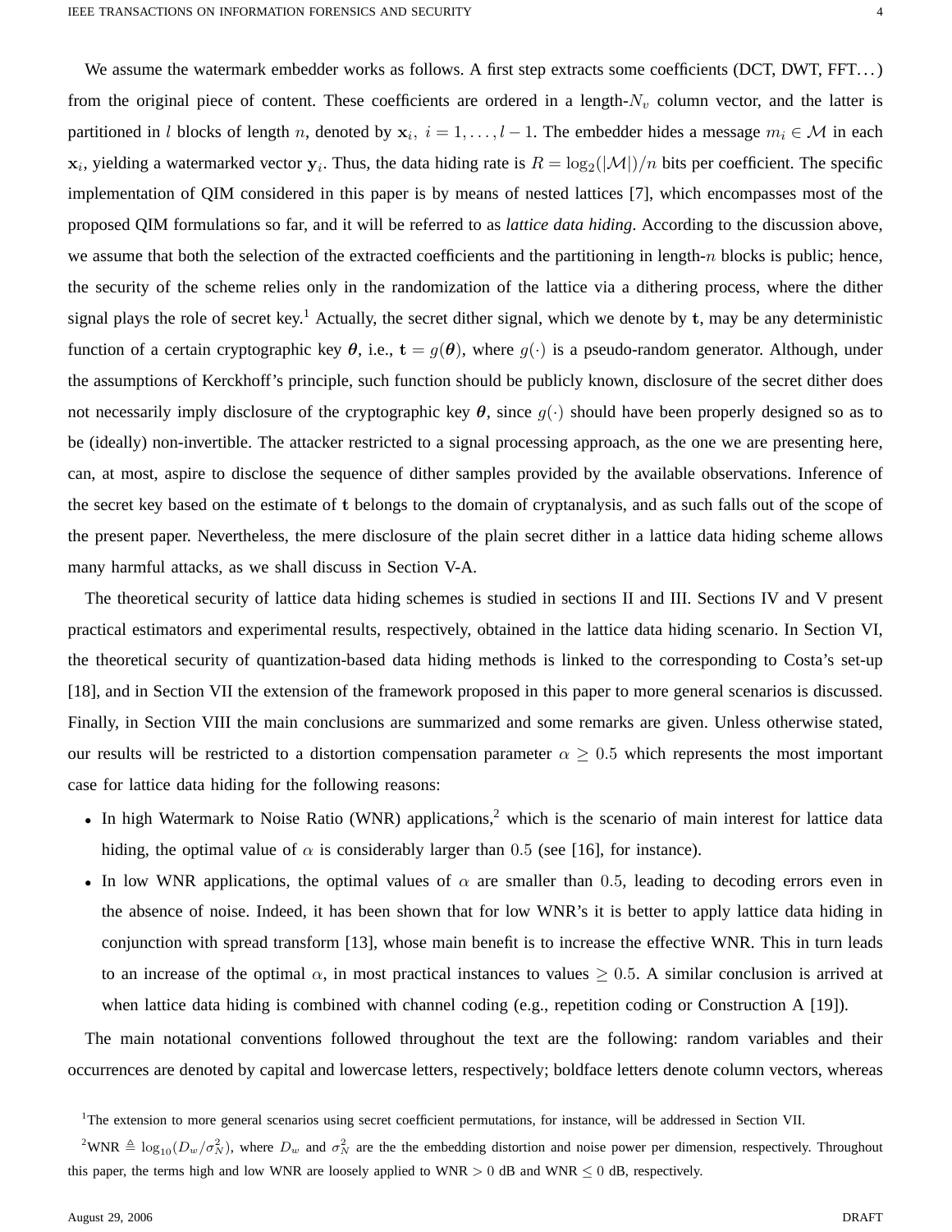We assume the watermark embedder works as follows. A first step extracts some coefficients (DCT, DWT, FFT…) from the original piece of content. These coefficients are ordered in a length-$N_v$ column vector, and the latter is partitioned in $l$ blocks of length $n$, denoted by $\mathbf{x}_i$, $i = 1, \dots, l-1$. The embedder hides a message $m_i \in \mathcal{M}$ in each $\mathbf{x}_i$, yielding a watermarked vector $\mathbf{y}_i$. Thus, the data hiding rate is $R = \log_2(|\mathcal{M}|)/n$ bits per coefficient. The specific implementation of QIM considered in this paper is by means of nested lattices [7], which encompasses most of the proposed QIM formulations so far, and it will be referred to as *lattice data hiding*. According to the discussion above, we assume that both the selection of the extracted coefficients and the partitioning in length-$n$ blocks is public; hence, the security of the scheme relies only in the randomization of the lattice via a dithering process, where the dither signal plays the role of secret key.[1] Actually, the secret dither signal, which we denote by $\mathbf{t}$, may be any deterministic function of a certain cryptographic key $\boldsymbol{\theta}$, i.e., $\mathbf{t} = g(\boldsymbol{\theta})$, where $g(\cdot)$ is a pseudo-random generator. Although, under the assumptions of Kerckhoff's principle, such function should be publicly known, disclosure of the secret dither does not necessarily imply disclosure of the cryptographic key $\boldsymbol{\theta}$, since $g(\cdot)$ should have been properly designed so as to be (ideally) non-invertible. The attacker restricted to a signal processing approach, as the one we are presenting here, can, at most, aspire to disclose the sequence of dither samples provided by the available observations. Inference of the secret key based on the estimate of $\mathbf{t}$ belongs to the domain of cryptanalysis, and as such falls out of the scope of the present paper. Nevertheless, the mere disclosure of the plain secret dither in a lattice data hiding scheme allows many harmful attacks, as we shall discuss in Section V-A.

The theoretical security of lattice data hiding schemes is studied in sections II and III. Sections IV and V present practical estimators and experimental results, respectively, obtained in the lattice data hiding scenario. In Section VI, the theoretical security of quantization-based data hiding methods is linked to the corresponding to Costa's set-up [18], and in Section VII the extension of the framework proposed in this paper to more general scenarios is discussed. Finally, in Section VIII the main conclusions are summarized and some remarks are given. Unless otherwise stated, our results will be restricted to a distortion compensation parameter $\alpha \geq 0.5$ which represents the most important case for lattice data hiding for the following reasons:

- In high Watermark to Noise Ratio (WNR) applications,[2] which is the scenario of main interest for lattice data hiding, the optimal value of $\alpha$ is considerably larger than $0.5$ (see [16], for instance).
- In low WNR applications, the optimal values of $\alpha$ are smaller than $0.5$, leading to decoding errors even in the absence of noise. Indeed, it has been shown that for low WNR's it is better to apply lattice data hiding in conjunction with spread transform [13], whose main benefit is to increase the effective WNR. This in turn leads to an increase of the optimal $\alpha$, in most practical instances to values $\geq 0.5$. A similar conclusion is arrived at when lattice data hiding is combined with channel coding (e.g., repetition coding or Construction A [19]).

The main notational conventions followed throughout the text are the following: random variables and their occurrences are denoted by capital and lowercase letters, respectively; boldface letters denote column vectors, whereas

[1] The extension to more general scenarios using secret coefficient permutations, for instance, will be addressed in Section VII.

[2] WNR $\triangleq \log_{10}(D_w/\sigma_N^2)$, where $D_w$ and $\sigma_N^2$ are the the embedding distortion and noise power per dimension, respectively. Throughout this paper, the terms high and low WNR are loosely applied to WNR $> 0$ dB and WNR $\leq 0$ dB, respectively.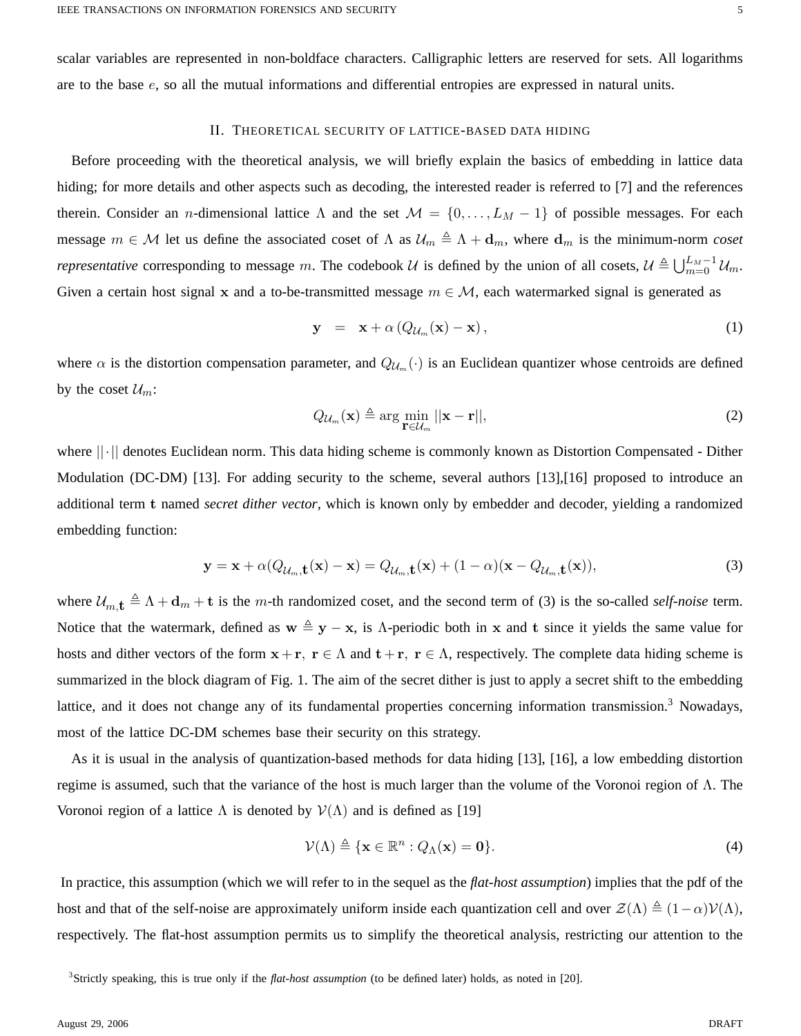scalar variables are represented in non-boldface characters. Calligraphic letters are reserved for sets. All logarithms are to the base $e$, so all the mutual informations and differential entropies are expressed in natural units.

## II. Theoretical security of lattice-based data hiding

Before proceeding with the theoretical analysis, we will briefly explain the basics of embedding in lattice data hiding; for more details and other aspects such as decoding, the interested reader is referred to [7] and the references therein. Consider an $n$-dimensional lattice $\Lambda$ and the set $\mathcal{M} = \{0, \ldots, L_M - 1\}$ of possible messages. For each message $m \in \mathcal{M}$ let us define the associated coset of $\Lambda$ as $\mathcal{U}_m \triangleq \Lambda + \mathbf{d}_m$, where $\mathbf{d}_m$ is the minimum-norm *coset representative* corresponding to message $m$. The codebook $\mathcal{U}$ is defined by the union of all cosets, $\mathcal{U} \triangleq \bigcup_{m=0}^{L_M-1} \mathcal{U}_m$. Given a certain host signal $\mathbf{x}$ and a to-be-transmitted message $m \in \mathcal{M}$, each watermarked signal is generated as

$$\mathbf{y} \;\; = \;\; \mathbf{x} + \alpha \left( Q_{\mathcal{U}_m}(\mathbf{x}) - \mathbf{x} \right), \tag{1}$$

where $\alpha$ is the distortion compensation parameter, and $Q_{\mathcal{U}_m}(\cdot)$ is an Euclidean quantizer whose centroids are defined by the coset $\mathcal{U}_m$:

$$Q_{\mathcal{U}_m}(\mathbf{x}) \triangleq \arg \min_{\mathbf{r} \in \mathcal{U}_m} ||\mathbf{x} - \mathbf{r}||, \tag{2}$$

where $||\cdot||$ denotes Euclidean norm. This data hiding scheme is commonly known as Distortion Compensated - Dither Modulation (DC-DM) [13]. For adding security to the scheme, several authors [13],[16] proposed to introduce an additional term $\mathbf{t}$ named *secret dither vector*, which is known only by embedder and decoder, yielding a randomized embedding function:

$$\mathbf{y} = \mathbf{x} + \alpha(Q_{\mathcal{U}_m,\mathbf{t}}(\mathbf{x}) - \mathbf{x}) = Q_{\mathcal{U}_m,\mathbf{t}}(\mathbf{x}) + (1-\alpha)(\mathbf{x} - Q_{\mathcal{U}_m,\mathbf{t}}(\mathbf{x})), \tag{3}$$

where $\mathcal{U}_{m,\mathbf{t}} \triangleq \Lambda + \mathbf{d}_m + \mathbf{t}$ is the $m$-th randomized coset, and the second term of (3) is the so-called *self-noise* term. Notice that the watermark, defined as $\mathbf{w} \triangleq \mathbf{y} - \mathbf{x}$, is $\Lambda$-periodic both in $\mathbf{x}$ and $\mathbf{t}$ since it yields the same value for hosts and dither vectors of the form $\mathbf{x} + \mathbf{r},\ \mathbf{r} \in \Lambda$ and $\mathbf{t} + \mathbf{r},\ \mathbf{r} \in \Lambda$, respectively. The complete data hiding scheme is summarized in the block diagram of Fig. 1. The aim of the secret dither is just to apply a secret shift to the embedding lattice, and it does not change any of its fundamental properties concerning information transmission.[3] Nowadays, most of the lattice DC-DM schemes base their security on this strategy.

As it is usual in the analysis of quantization-based methods for data hiding [13], [16], a low embedding distortion regime is assumed, such that the variance of the host is much larger than the volume of the Voronoi region of $\Lambda$. The Voronoi region of a lattice $\Lambda$ is denoted by $\mathcal{V}(\Lambda)$ and is defined as [19]

$$\mathcal{V}(\Lambda) \triangleq \{\mathbf{x} \in \mathbb{R}^n : Q_\Lambda(\mathbf{x}) = \mathbf{0}\}. \tag{4}$$

In practice, this assumption (which we will refer to in the sequel as the *flat-host assumption*) implies that the pdf of the host and that of the self-noise are approximately uniform inside each quantization cell and over $\mathcal{Z}(\Lambda) \triangleq (1-\alpha)\mathcal{V}(\Lambda)$, respectively. The flat-host assumption permits us to simplify the theoretical analysis, restricting our attention to the

[3] Strictly speaking, this is true only if the *flat-host assumption* (to be defined later) holds, as noted in [20].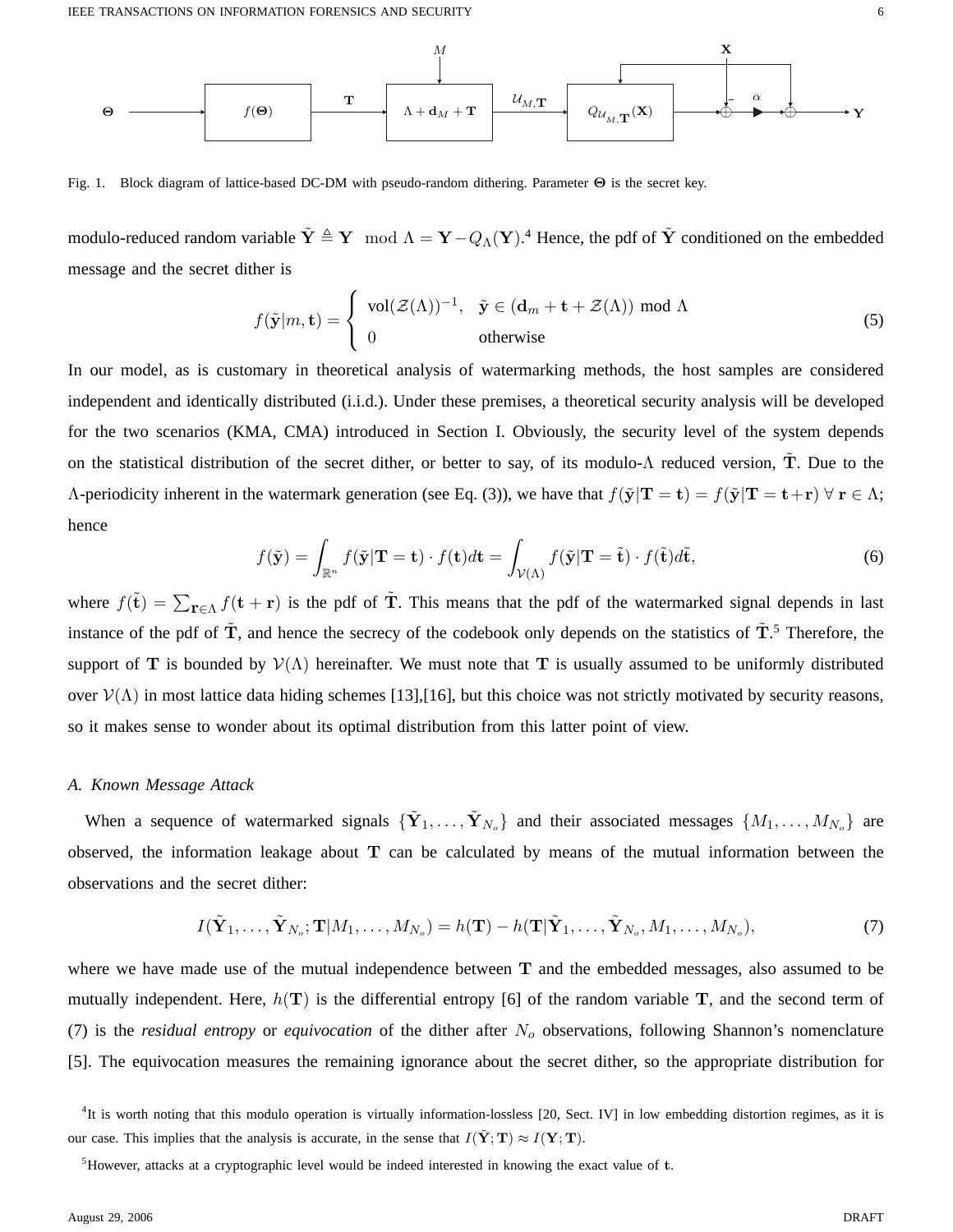Fig. 1. Block diagram of lattice-based DC-DM with pseudo-random dithering. Parameter $\mathbf{\Theta}$ is the secret key.

modulo-reduced random variable $\tilde{\mathbf{Y}} \triangleq \mathbf{Y} \mod \Lambda = \mathbf{Y} - Q_\Lambda(\mathbf{Y})$.[4] Hence, the pdf of $\tilde{\mathbf{Y}}$ conditioned on the embedded message and the secret dither is

$$f(\tilde{\mathbf{y}}|m, \mathbf{t}) = \begin{cases} \text{vol}(\mathcal{Z}(\Lambda))^{-1}, & \tilde{\mathbf{y}} \in (\mathbf{d}_m + \mathbf{t} + \mathcal{Z}(\Lambda)) \bmod \Lambda \\ 0 & \text{otherwise} \end{cases} \tag{5}$$

In our model, as is customary in theoretical analysis of watermarking methods, the host samples are considered independent and identically distributed (i.i.d.). Under these premises, a theoretical security analysis will be developed for the two scenarios (KMA, CMA) introduced in Section I. Obviously, the security level of the system depends on the statistical distribution of the secret dither, or better to say, of its modulo-$\Lambda$ reduced version, $\tilde{\mathbf{T}}$. Due to the $\Lambda$-periodicity inherent in the watermark generation (see Eq. (3)), we have that $f(\tilde{\mathbf{y}}|\mathbf{T} = \mathbf{t}) = f(\tilde{\mathbf{y}}|\mathbf{T} = \mathbf{t}+\mathbf{r})\ \forall\, \mathbf{r} \in \Lambda$; hence

$$f(\tilde{\mathbf{y}}) = \int_{\mathbb{R}^n} f(\tilde{\mathbf{y}}|\mathbf{T} = \mathbf{t}) \cdot f(\mathbf{t}) d\mathbf{t} = \int_{\mathcal{V}(\Lambda)} f(\tilde{\mathbf{y}}|\mathbf{T} = \tilde{\mathbf{t}}) \cdot f(\tilde{\mathbf{t}}) d\tilde{\mathbf{t}}, \tag{6}$$

where $f(\tilde{\mathbf{t}}) = \sum_{\mathbf{r}\in\Lambda} f(\mathbf{t} + \mathbf{r})$ is the pdf of $\tilde{\mathbf{T}}$. This means that the pdf of the watermarked signal depends in last instance of the pdf of $\tilde{\mathbf{T}}$, and hence the secrecy of the codebook only depends on the statistics of $\tilde{\mathbf{T}}$.[5] Therefore, the support of $\mathbf{T}$ is bounded by $\mathcal{V}(\Lambda)$ hereinafter. We must note that $\mathbf{T}$ is usually assumed to be uniformly distributed over $\mathcal{V}(\Lambda)$ in most lattice data hiding schemes [13],[16], but this choice was not strictly motivated by security reasons, so it makes sense to wonder about its optimal distribution from this latter point of view.

### A. Known Message Attack

When a sequence of watermarked signals $\{\tilde{\mathbf{Y}}_1, \ldots, \tilde{\mathbf{Y}}_{N_o}\}$ and their associated messages $\{M_1, \ldots, M_{N_o}\}$ are observed, the information leakage about $\mathbf{T}$ can be calculated by means of the mutual information between the observations and the secret dither:

$$I(\tilde{\mathbf{Y}}_1, \ldots, \tilde{\mathbf{Y}}_{N_o}; \mathbf{T}|M_1, \ldots, M_{N_o}) = h(\mathbf{T}) - h(\mathbf{T}|\tilde{\mathbf{Y}}_1, \ldots, \tilde{\mathbf{Y}}_{N_o}, M_1, \ldots, M_{N_o}), \tag{7}$$

where we have made use of the mutual independence between $\mathbf{T}$ and the embedded messages, also assumed to be mutually independent. Here, $h(\mathbf{T})$ is the differential entropy [6] of the random variable $\mathbf{T}$, and the second term of (7) is the *residual entropy* or *equivocation* of the dither after $N_o$ observations, following Shannon's nomenclature [5]. The equivocation measures the remaining ignorance about the secret dither, so the appropriate distribution for

[4] It is worth noting that this modulo operation is virtually information-lossless [20, Sect. IV] in low embedding distortion regimes, as it is our case. This implies that the analysis is accurate, in the sense that $I(\tilde{\mathbf{Y}}; \mathbf{T}) \approx I(\mathbf{Y}; \mathbf{T})$.

[5] However, attacks at a cryptographic level would be indeed interested in knowing the exact value of $\mathbf{t}$.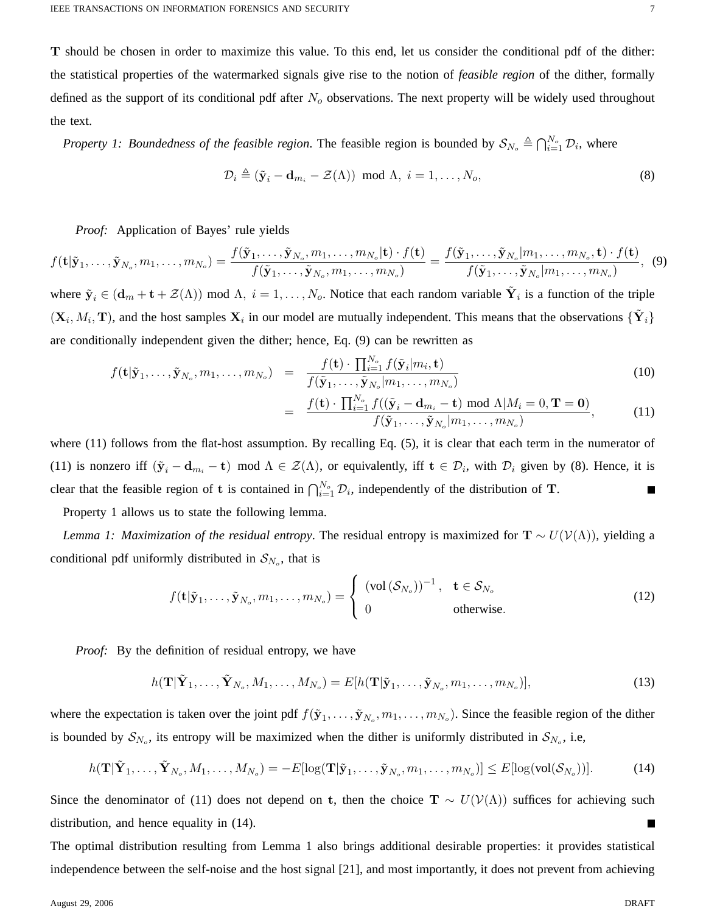$\mathbf{T}$ should be chosen in order to maximize this value. To this end, let us consider the conditional pdf of the dither: the statistical properties of the watermarked signals give rise to the notion of *feasible region* of the dither, formally defined as the support of its conditional pdf after $N_o$ observations. The next property will be widely used throughout the text.

*Property 1: Boundedness of the feasible region*. The feasible region is bounded by $\mathcal{S}_{N_o} \triangleq \bigcap_{i=1}^{N_o} \mathcal{D}_i$, where

$$\mathcal{D}_i \triangleq (\tilde{\mathbf{y}}_i - \mathbf{d}_{m_i} - \mathcal{Z}(\Lambda)) \mod \Lambda, \; i = 1, \ldots, N_o, \tag{8}$$

*Proof:* Application of Bayes' rule yields

$$f(\mathbf{t}|\tilde{\mathbf{y}}_1, \ldots, \tilde{\mathbf{y}}_{N_o}, m_1, \ldots, m_{N_o}) = \frac{f(\tilde{\mathbf{y}}_1, \ldots, \tilde{\mathbf{y}}_{N_o}, m_1, \ldots, m_{N_o}|\mathbf{t}) \cdot f(\mathbf{t})}{f(\tilde{\mathbf{y}}_1, \ldots, \tilde{\mathbf{y}}_{N_o}, m_1, \ldots, m_{N_o})} = \frac{f(\tilde{\mathbf{y}}_1, \ldots, \tilde{\mathbf{y}}_{N_o}|m_1, \ldots, m_{N_o}, \mathbf{t}) \cdot f(\mathbf{t})}{f(\tilde{\mathbf{y}}_1, \ldots, \tilde{\mathbf{y}}_{N_o}|m_1, \ldots, m_{N_o})}, \tag{9}$$

where $\tilde{\mathbf{y}}_i \in (\mathbf{d}_m + \mathbf{t} + \mathcal{Z}(\Lambda)) \mod \Lambda$, $i = 1, \ldots, N_o$. Notice that each random variable $\tilde{\mathbf{Y}}_i$ is a function of the triple $(\mathbf{X}_i, M_i, \mathbf{T})$, and the host samples $\mathbf{X}_i$ in our model are mutually independent. This means that the observations $\{\tilde{\mathbf{Y}}_i\}$ are conditionally independent given the dither; hence, Eq. (9) can be rewritten as

$$f(\mathbf{t}|\tilde{\mathbf{y}}_1, \ldots, \tilde{\mathbf{y}}_{N_o}, m_1, \ldots, m_{N_o}) = \frac{f(\mathbf{t}) \cdot \prod_{i=1}^{N_o} f(\tilde{\mathbf{y}}_i|m_i, \mathbf{t})}{f(\tilde{\mathbf{y}}_1, \ldots, \tilde{\mathbf{y}}_{N_o}|m_1, \ldots, m_{N_o})} \tag{10}$$

$$= \frac{f(\mathbf{t}) \cdot \prod_{i=1}^{N_o} f((\tilde{\mathbf{y}}_i - \mathbf{d}_{m_i} - \mathbf{t}) \mod \Lambda | M_i = 0, \mathbf{T} = \mathbf{0})}{f(\tilde{\mathbf{y}}_1, \ldots, \tilde{\mathbf{y}}_{N_o}|m_1, \ldots, m_{N_o})}, \tag{11}$$

where (11) follows from the flat-host assumption. By recalling Eq. (5), it is clear that each term in the numerator of (11) is nonzero iff $(\tilde{\mathbf{y}}_i - \mathbf{d}_{m_i} - \mathbf{t}) \mod \Lambda \in \mathcal{Z}(\Lambda)$, or equivalently, iff $\mathbf{t} \in \mathcal{D}_i$, with $\mathcal{D}_i$ given by (8). Hence, it is clear that the feasible region of $\mathbf{t}$ is contained in $\bigcap_{i=1}^{N_o} \mathcal{D}_i$, independently of the distribution of $\mathbf{T}$. ■

Property 1 allows us to state the following lemma.

*Lemma 1: Maximization of the residual entropy*. The residual entropy is maximized for $\mathbf{T} \sim U(\mathcal{V}(\Lambda))$, yielding a conditional pdf uniformly distributed in $\mathcal{S}_{N_o}$, that is

$$f(\mathbf{t}|\tilde{\mathbf{y}}_1, \ldots, \tilde{\mathbf{y}}_{N_o}, m_1, \ldots, m_{N_o}) = \begin{cases} (\text{vol}(\mathcal{S}_{N_o}))^{-1}, & \mathbf{t} \in \mathcal{S}_{N_o} \\ 0 & \text{otherwise}. \end{cases} \tag{12}$$

*Proof:* By the definition of residual entropy, we have

$$h(\mathbf{T}|\tilde{\mathbf{Y}}_1, \ldots, \tilde{\mathbf{Y}}_{N_o}, M_1, \ldots, M_{N_o}) = E[h(\mathbf{T}|\tilde{\mathbf{y}}_1, \ldots, \tilde{\mathbf{y}}_{N_o}, m_1, \ldots, m_{N_o})], \tag{13}$$

where the expectation is taken over the joint pdf $f(\tilde{\mathbf{y}}_1, \ldots, \tilde{\mathbf{y}}_{N_o}, m_1, \ldots, m_{N_o})$. Since the feasible region of the dither is bounded by $\mathcal{S}_{N_o}$, its entropy will be maximized when the dither is uniformly distributed in $\mathcal{S}_{N_o}$, i.e,

$$h(\mathbf{T}|\tilde{\mathbf{Y}}_1, \ldots, \tilde{\mathbf{Y}}_{N_o}, M_1, \ldots, M_{N_o}) = -E[\log(\mathbf{T}|\tilde{\mathbf{y}}_1, \ldots, \tilde{\mathbf{y}}_{N_o}, m_1, \ldots, m_{N_o})] \leq E[\log(\text{vol}(\mathcal{S}_{N_o}))]. \tag{14}$$

Since the denominator of (11) does not depend on $\mathbf{t}$, then the choice $\mathbf{T} \sim U(\mathcal{V}(\Lambda))$ suffices for achieving such distribution, and hence equality in (14). ■

The optimal distribution resulting from Lemma 1 also brings additional desirable properties: it provides statistical independence between the self-noise and the host signal [21], and most importantly, it does not prevent from achieving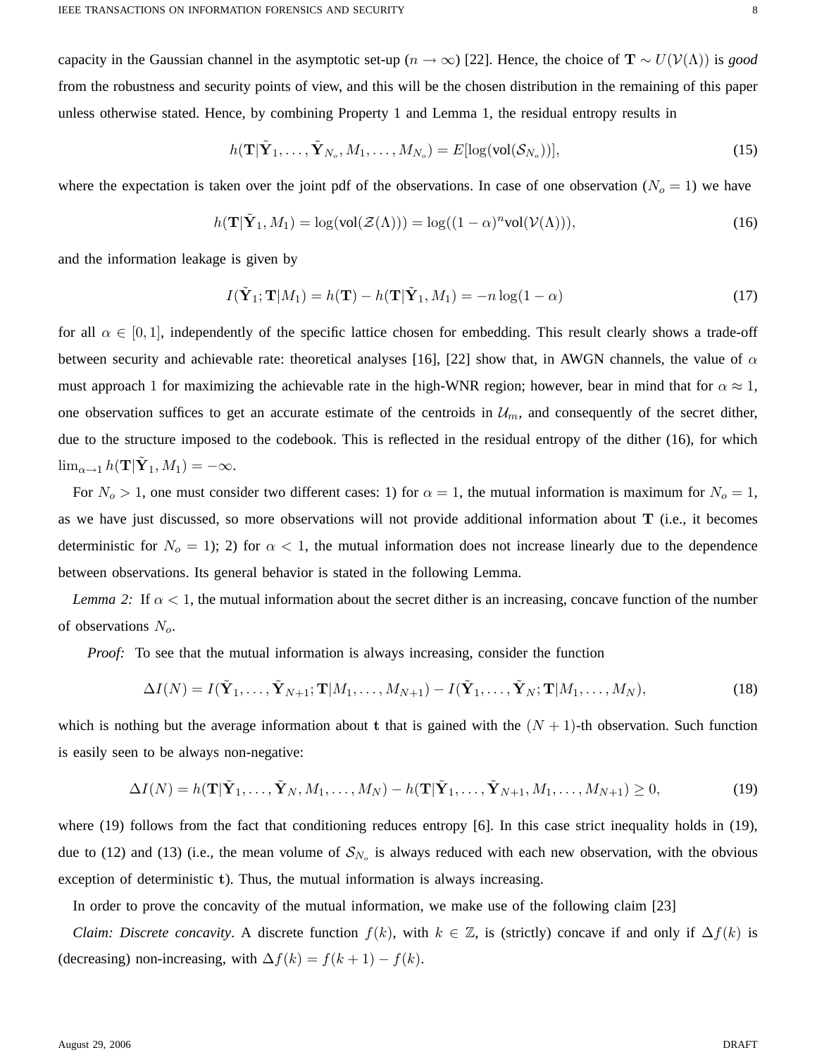capacity in the Gaussian channel in the asymptotic set-up ($n \to \infty$) [22]. Hence, the choice of $\mathbf{T} \sim U(\mathcal{V}(\Lambda))$ is *good* from the robustness and security points of view, and this will be the chosen distribution in the remaining of this paper unless otherwise stated. Hence, by combining Property 1 and Lemma 1, the residual entropy results in

$$h(\mathbf{T}|\tilde{\mathbf{Y}}_1, \ldots, \tilde{\mathbf{Y}}_{N_o}, M_1, \ldots, M_{N_o}) = E[\log(\text{vol}(\mathcal{S}_{N_o}))], \tag{15}$$

where the expectation is taken over the joint pdf of the observations. In case of one observation ($N_o = 1$) we have

$$h(\mathbf{T}|\tilde{\mathbf{Y}}_1, M_1) = \log(\text{vol}(\mathcal{Z}(\Lambda))) = \log((1-\alpha)^n \text{vol}(\mathcal{V}(\Lambda))), \tag{16}$$

and the information leakage is given by

$$I(\tilde{\mathbf{Y}}_1; \mathbf{T}|M_1) = h(\mathbf{T}) - h(\mathbf{T}|\tilde{\mathbf{Y}}_1, M_1) = -n\log(1-\alpha) \tag{17}$$

for all $\alpha \in [0,1]$, independently of the specific lattice chosen for embedding. This result clearly shows a trade-off between security and achievable rate: theoretical analyses [16], [22] show that, in AWGN channels, the value of $\alpha$ must approach 1 for maximizing the achievable rate in the high-WNR region; however, bear in mind that for $\alpha \approx 1$, one observation suffices to get an accurate estimate of the centroids in $\mathcal{U}_m$, and consequently of the secret dither, due to the structure imposed to the codebook. This is reflected in the residual entropy of the dither (16), for which $\lim_{\alpha \to 1} h(\mathbf{T}|\tilde{\mathbf{Y}}_1, M_1) = -\infty$.

For $N_o > 1$, one must consider two different cases: 1) for $\alpha = 1$, the mutual information is maximum for $N_o = 1$, as we have just discussed, so more observations will not provide additional information about $\mathbf{T}$ (i.e., it becomes deterministic for $N_o = 1$); 2) for $\alpha < 1$, the mutual information does not increase linearly due to the dependence between observations. Its general behavior is stated in the following Lemma.

*Lemma 2:* If $\alpha < 1$, the mutual information about the secret dither is an increasing, concave function of the number of observations $N_o$.

*Proof:* To see that the mutual information is always increasing, consider the function

$$\Delta I(N) = I(\tilde{\mathbf{Y}}_1, \ldots, \tilde{\mathbf{Y}}_{N+1}; \mathbf{T}|M_1, \ldots, M_{N+1}) - I(\tilde{\mathbf{Y}}_1, \ldots, \tilde{\mathbf{Y}}_N; \mathbf{T}|M_1, \ldots, M_N), \tag{18}$$

which is nothing but the average information about $\mathbf{t}$ that is gained with the $(N+1)$-th observation. Such function is easily seen to be always non-negative:

$$\Delta I(N) = h(\mathbf{T}|\tilde{\mathbf{Y}}_1, \ldots, \tilde{\mathbf{Y}}_N, M_1, \ldots, M_N) - h(\mathbf{T}|\tilde{\mathbf{Y}}_1, \ldots, \tilde{\mathbf{Y}}_{N+1}, M_1, \ldots, M_{N+1}) \geq 0, \tag{19}$$

where (19) follows from the fact that conditioning reduces entropy [6]. In this case strict inequality holds in (19), due to (12) and (13) (i.e., the mean volume of $\mathcal{S}_{N_o}$ is always reduced with each new observation, with the obvious exception of deterministic $\mathbf{t}$). Thus, the mutual information is always increasing.

In order to prove the concavity of the mutual information, we make use of the following claim [23]

*Claim: Discrete concavity*. A discrete function $f(k)$, with $k \in \mathbb{Z}$, is (strictly) concave if and only if $\Delta f(k)$ is (decreasing) non-increasing, with $\Delta f(k) = f(k+1) - f(k)$.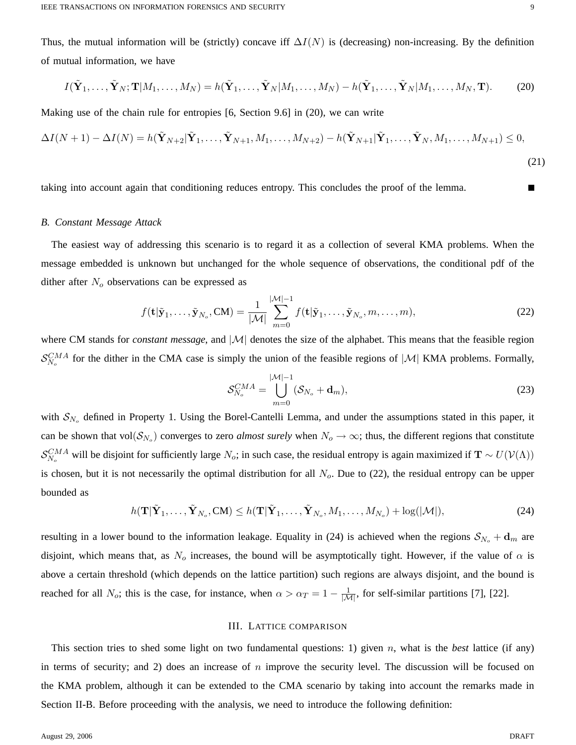Thus, the mutual information will be (strictly) concave iff $\Delta I(N)$ is (decreasing) non-increasing. By the definition of mutual information, we have

$$I(\tilde{\mathbf{Y}}_1, \ldots, \tilde{\mathbf{Y}}_N; \mathbf{T}|M_1, \ldots, M_N) = h(\tilde{\mathbf{Y}}_1, \ldots, \tilde{\mathbf{Y}}_N|M_1, \ldots, M_N) - h(\tilde{\mathbf{Y}}_1, \ldots, \tilde{\mathbf{Y}}_N|M_1, \ldots, M_N, \mathbf{T}). \tag{20}$$

Making use of the chain rule for entropies [6, Section 9.6] in (20), we can write

$$\Delta I(N+1) - \Delta I(N) = h(\tilde{\mathbf{Y}}_{N+2}|\tilde{\mathbf{Y}}_1, \ldots, \tilde{\mathbf{Y}}_{N+1}, M_1, \ldots, M_{N+2}) - h(\tilde{\mathbf{Y}}_{N+1}|\tilde{\mathbf{Y}}_1, \ldots, \tilde{\mathbf{Y}}_N, M_1, \ldots, M_{N+1}) \leq 0, \tag{21}$$

taking into account again that conditioning reduces entropy. This concludes the proof of the lemma. ■

### B. Constant Message Attack

The easiest way of addressing this scenario is to regard it as a collection of several KMA problems. When the message embedded is unknown but unchanged for the whole sequence of observations, the conditional pdf of the dither after $N_o$ observations can be expressed as

$$f(\mathbf{t}|\tilde{\mathbf{y}}_1, \ldots, \tilde{\mathbf{y}}_{N_o}, \text{CM}) = \frac{1}{|\mathcal{M}|} \sum_{m=0}^{|\mathcal{M}|-1} f(\mathbf{t}|\tilde{\mathbf{y}}_1, \ldots, \tilde{\mathbf{y}}_{N_o}, m, \ldots, m), \tag{22}$$

where CM stands for *constant message*, and $|\mathcal{M}|$ denotes the size of the alphabet. This means that the feasible region $\mathcal{S}_{N_o}^{CMA}$ for the dither in the CMA case is simply the union of the feasible regions of $|\mathcal{M}|$ KMA problems. Formally,

$$\mathcal{S}_{N_o}^{CMA} = \bigcup_{m=0}^{|\mathcal{M}|-1} (\mathcal{S}_{N_o} + \mathbf{d}_m), \tag{23}$$

with $\mathcal{S}_{N_o}$ defined in Property 1. Using the Borel-Cantelli Lemma, and under the assumptions stated in this paper, it can be shown that $\text{vol}(\mathcal{S}_{N_o})$ converges to zero *almost surely* when $N_o \to \infty$; thus, the different regions that constitute $\mathcal{S}_{N_o}^{CMA}$ will be disjoint for sufficiently large $N_o$; in such case, the residual entropy is again maximized if $\mathbf{T} \sim U(\mathcal{V}(\Lambda))$ is chosen, but it is not necessarily the optimal distribution for all $N_o$. Due to (22), the residual entropy can be upper bounded as

$$h(\mathbf{T}|\tilde{\mathbf{Y}}_1, \ldots, \tilde{\mathbf{Y}}_{N_o}, \text{CM}) \leq h(\mathbf{T}|\tilde{\mathbf{Y}}_1, \ldots, \tilde{\mathbf{Y}}_{N_o}, M_1, \ldots, M_{N_o}) + \log(|\mathcal{M}|), \tag{24}$$

resulting in a lower bound to the information leakage. Equality in (24) is achieved when the regions $\mathcal{S}_{N_o} + \mathbf{d}_m$ are disjoint, which means that, as $N_o$ increases, the bound will be asymptotically tight. However, if the value of $\alpha$ is above a certain threshold (which depends on the lattice partition) such regions are always disjoint, and the bound is reached for all $N_o$; this is the case, for instance, when $\alpha > \alpha_T = 1 - \frac{1}{|\mathcal{M}|}$, for self-similar partitions [7], [22].

## III. Lattice comparison

This section tries to shed some light on two fundamental questions: 1) given $n$, what is the *best* lattice (if any) in terms of security; and 2) does an increase of $n$ improve the security level. The discussion will be focused on the KMA problem, although it can be extended to the CMA scenario by taking into account the remarks made in Section II-B. Before proceeding with the analysis, we need to introduce the following definition: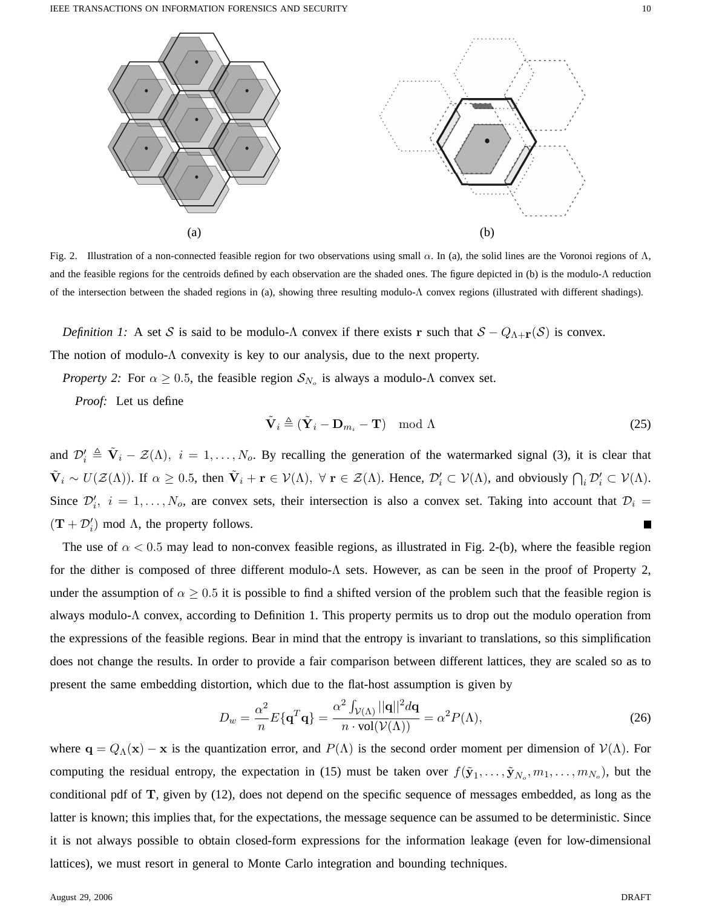(a) (b)

Fig. 2. Illustration of a non-connected feasible region for two observations using small $\alpha$. In (a), the solid lines are the Voronoi regions of $\Lambda$, and the feasible regions for the centroids defined by each observation are the shaded ones. The figure depicted in (b) is the modulo-$\Lambda$ reduction of the intersection between the shaded regions in (a), showing three resulting modulo-$\Lambda$ convex regions (illustrated with different shadings).

*Definition 1:* A set $\mathcal{S}$ is said to be modulo-$\Lambda$ convex if there exists $\mathbf{r}$ such that $\mathcal{S} - Q_{\Lambda+\mathbf{r}}(\mathcal{S})$ is convex.

The notion of modulo-$\Lambda$ convexity is key to our analysis, due to the next property.

*Property 2:* For $\alpha \geq 0.5$, the feasible region $\mathcal{S}_{N_o}$ is always a modulo-$\Lambda$ convex set.

*Proof:* Let us define

$$\tilde{\mathbf{V}}_i \triangleq (\tilde{\mathbf{Y}}_i - \mathbf{D}_{m_i} - \mathbf{T}) \mod \Lambda \tag{25}$$

and $\mathcal{D}_i' \triangleq \tilde{\mathbf{V}}_i - \mathcal{Z}(\Lambda),\ i = 1, \ldots, N_o$. By recalling the generation of the watermarked signal (3), it is clear that $\tilde{\mathbf{V}}_i \sim U(\mathcal{Z}(\Lambda))$. If $\alpha \geq 0.5$, then $\tilde{\mathbf{V}}_i + \mathbf{r} \in \mathcal{V}(\Lambda),\ \forall\ \mathbf{r} \in \mathcal{Z}(\Lambda)$. Hence, $\mathcal{D}_i' \subset \mathcal{V}(\Lambda)$, and obviously $\bigcap_i \mathcal{D}_i' \subset \mathcal{V}(\Lambda)$. Since $\mathcal{D}_i',\ i = 1, \ldots, N_o$, are convex sets, their intersection is also a convex set. Taking into account that $\mathcal{D}_i = (\mathbf{T} + \mathcal{D}_i') \mod \Lambda$, the property follows. ■

The use of $\alpha < 0.5$ may lead to non-convex feasible regions, as illustrated in Fig. 2-(b), where the feasible region for the dither is composed of three different modulo-$\Lambda$ sets. However, as can be seen in the proof of Property 2, under the assumption of $\alpha \geq 0.5$ it is possible to find a shifted version of the problem such that the feasible region is always modulo-$\Lambda$ convex, according to Definition 1. This property permits us to drop out the modulo operation from the expressions of the feasible regions. Bear in mind that the entropy is invariant to translations, so this simplification does not change the results. In order to provide a fair comparison between different lattices, they are scaled so as to present the same embedding distortion, which due to the flat-host assumption is given by

$$D_w = \frac{\alpha^2}{n} E\{\mathbf{q}^T \mathbf{q}\} = \frac{\alpha^2 \int_{\mathcal{V}(\Lambda)} ||\mathbf{q}||^2 d\mathbf{q}}{n \cdot \text{vol}(\mathcal{V}(\Lambda))} = \alpha^2 P(\Lambda), \tag{26}$$

where $\mathbf{q} = Q_\Lambda(\mathbf{x}) - \mathbf{x}$ is the quantization error, and $P(\Lambda)$ is the second order moment per dimension of $\mathcal{V}(\Lambda)$. For computing the residual entropy, the expectation in (15) must be taken over $f(\tilde{\mathbf{y}}_1, \ldots, \tilde{\mathbf{y}}_{N_o}, m_1, \ldots, m_{N_o})$, but the conditional pdf of $\mathbf{T}$, given by (12), does not depend on the specific sequence of messages embedded, as long as the latter is known; this implies that, for the expectations, the message sequence can be assumed to be deterministic. Since it is not always possible to obtain closed-form expressions for the information leakage (even for low-dimensional lattices), we must resort in general to Monte Carlo integration and bounding techniques.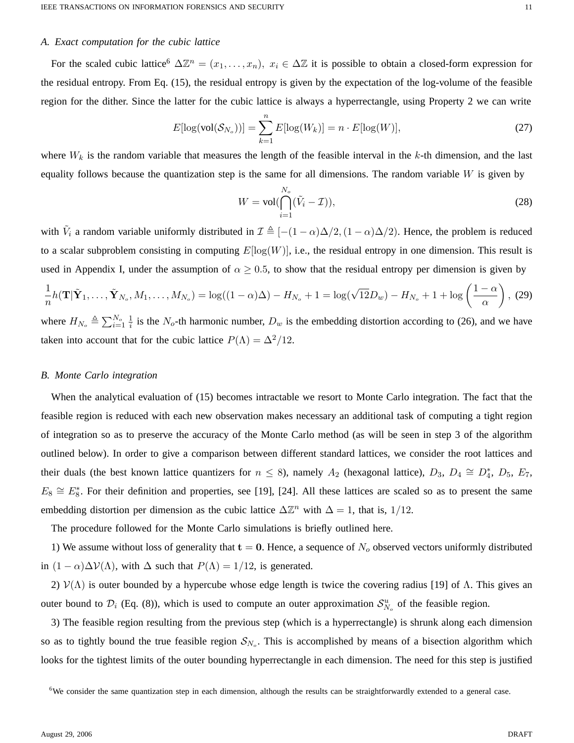### A. Exact computation for the cubic lattice

For the scaled cubic lattice[6] $\Delta\mathbb{Z}^n = (x_1, \ldots, x_n),\ x_i \in \Delta\mathbb{Z}$ it is possible to obtain a closed-form expression for the residual entropy. From Eq. (15), the residual entropy is given by the expectation of the log-volume of the feasible region for the dither. Since the latter for the cubic lattice is always a hyperrectangle, using Property 2 we can write

$$E[\log(\text{vol}(\mathcal{S}_{N_o}))] = \sum_{k=1}^{n} E[\log(W_k)] = n \cdot E[\log(W)], \tag{27}$$

where $W_k$ is the random variable that measures the length of the feasible interval in the $k$-th dimension, and the last equality follows because the quantization step is the same for all dimensions. The random variable $W$ is given by

$$W = \text{vol}\Big(\bigcap_{i=1}^{N_o} (\tilde{V}_i - \mathcal{I})\Big), \tag{28}$$

with $\tilde{V}_i$ a random variable uniformly distributed in $\mathcal{I} \triangleq [-(1-\alpha)\Delta/2, (1-\alpha)\Delta/2)$. Hence, the problem is reduced to a scalar subproblem consisting in computing $E[\log(W)]$, i.e., the residual entropy in one dimension. This result is used in Appendix I, under the assumption of $\alpha \geq 0.5$, to show that the residual entropy per dimension is given by

$$\frac{1}{n} h(\mathbf{T}|\tilde{\mathbf{Y}}_1, \ldots, \tilde{\mathbf{Y}}_{N_o}, M_1, \ldots, M_{N_o}) = \log((1-\alpha)\Delta) - H_{N_o} + 1 = \log(\sqrt{12}D_w) - H_{N_o} + 1 + \log\left(\frac{1-\alpha}{\alpha}\right), \tag{29}$$

where $H_{N_o} \triangleq \sum_{i=1}^{N_o} \frac{1}{i}$ is the $N_o$-th harmonic number, $D_w$ is the embedding distortion according to (26), and we have taken into account that for the cubic lattice $P(\Lambda) = \Delta^2/12$.

### B. Monte Carlo integration

When the analytical evaluation of (15) becomes intractable we resort to Monte Carlo integration. The fact that the feasible region is reduced with each new observation makes necessary an additional task of computing a tight region of integration so as to preserve the accuracy of the Monte Carlo method (as will be seen in step 3 of the algorithm outlined below). In order to give a comparison between different standard lattices, we consider the root lattices and their duals (the best known lattice quantizers for $n \leq 8$), namely $A_2$ (hexagonal lattice), $D_3$, $D_4 \cong D_4^*$, $D_5$, $E_7$, $E_8 \cong E_8^*$. For their definition and properties, see [19], [24]. All these lattices are scaled so as to present the same embedding distortion per dimension as the cubic lattice $\Delta\mathbb{Z}^n$ with $\Delta = 1$, that is, $1/12$.

The procedure followed for the Monte Carlo simulations is briefly outlined here.

1) We assume without loss of generality that $\mathbf{t} = \mathbf{0}$. Hence, a sequence of $N_o$ observed vectors uniformly distributed in $(1-\alpha)\Delta\mathcal{V}(\Lambda)$, with $\Delta$ such that $P(\Lambda) = 1/12$, is generated.

2) $\mathcal{V}(\Lambda)$ is outer bounded by a hypercube whose edge length is twice the covering radius [19] of $\Lambda$. This gives an outer bound to $\mathcal{D}_i$ (Eq. (8)), which is used to compute an outer approximation $\mathcal{S}_{N_o}^u$ of the feasible region.

3) The feasible region resulting from the previous step (which is a hyperrectangle) is shrunk along each dimension so as to tightly bound the true feasible region $\mathcal{S}_{N_o}$. This is accomplished by means of a bisection algorithm which looks for the tightest limits of the outer bounding hyperrectangle in each dimension. The need for this step is justified

[6] We consider the same quantization step in each dimension, although the results can be straightforwardly extended to a general case.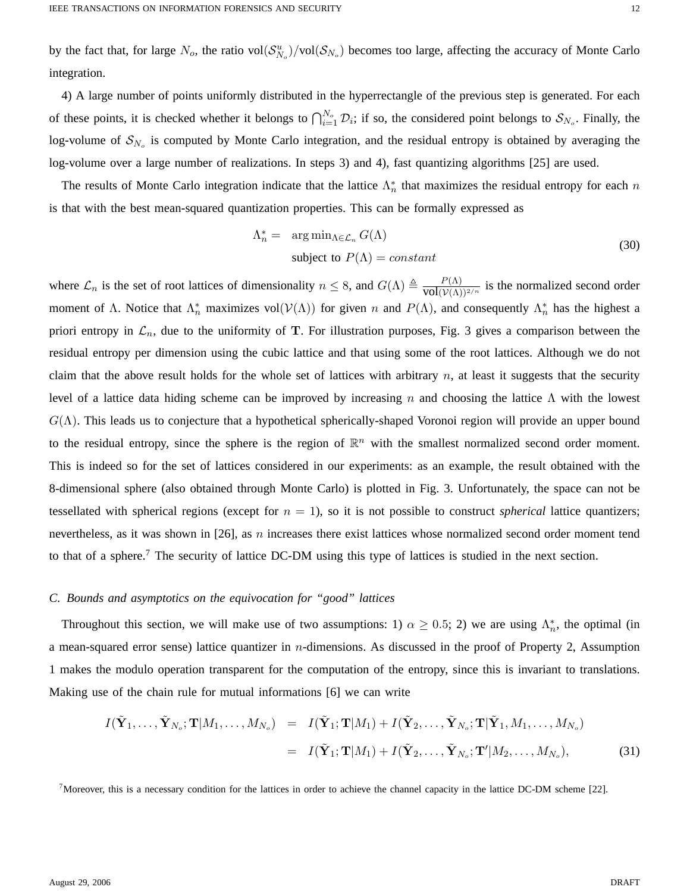by the fact that, for large $N_o$, the ratio $\text{vol}(\mathcal{S}^u_{N_o})/\text{vol}(\mathcal{S}_{N_o})$ becomes too large, affecting the accuracy of Monte Carlo integration.

4) A large number of points uniformly distributed in the hyperrectangle of the previous step is generated. For each of these points, it is checked whether it belongs to $\bigcap_{i=1}^{N_o} \mathcal{D}_i$; if so, the considered point belongs to $\mathcal{S}_{N_o}$. Finally, the log-volume of $\mathcal{S}_{N_o}$ is computed by Monte Carlo integration, and the residual entropy is obtained by averaging the log-volume over a large number of realizations. In steps 3) and 4), fast quantizing algorithms [25] are used.

The results of Monte Carlo integration indicate that the lattice $\Lambda^*_n$ that maximizes the residual entropy for each $n$ is that with the best mean-squared quantization properties. This can be formally expressed as

$$\Lambda^*_n = \arg\min_{\Lambda \in \mathcal{L}_n} G(\Lambda) \quad \text{subject to } P(\Lambda) = constant \tag{30}$$

where $\mathcal{L}_n$ is the set of root lattices of dimensionality $n \leq 8$, and $G(\Lambda) \triangleq \frac{P(\Lambda)}{\text{vol}(\mathcal{V}(\Lambda))^{2/n}}$ is the normalized second order moment of $\Lambda$. Notice that $\Lambda^*_n$ maximizes $\text{vol}(\mathcal{V}(\Lambda))$ for given $n$ and $P(\Lambda)$, and consequently $\Lambda^*_n$ has the highest a priori entropy in $\mathcal{L}_n$, due to the uniformity of $\mathbf{T}$. For illustration purposes, Fig. 3 gives a comparison between the residual entropy per dimension using the cubic lattice and that using some of the root lattices. Although we do not claim that the above result holds for the whole set of lattices with arbitrary $n$, at least it suggests that the security level of a lattice data hiding scheme can be improved by increasing $n$ and choosing the lattice $\Lambda$ with the lowest $G(\Lambda)$. This leads us to conjecture that a hypothetical spherically-shaped Voronoi region will provide an upper bound to the residual entropy, since the sphere is the region of $\mathbb{R}^n$ with the smallest normalized second order moment. This is indeed so for the set of lattices considered in our experiments: as an example, the result obtained with the 8-dimensional sphere (also obtained through Monte Carlo) is plotted in Fig. 3. Unfortunately, the space can not be tessellated with spherical regions (except for $n = 1$), so it is not possible to construct *spherical* lattice quantizers; nevertheless, as it was shown in [26], as $n$ increases there exist lattices whose normalized second order moment tend to that of a sphere.[7] The security of lattice DC-DM using this type of lattices is studied in the next section.

### C. Bounds and asymptotics on the equivocation for "good" lattices

Throughout this section, we will make use of two assumptions: 1) $\alpha \geq 0.5$; 2) we are using $\Lambda^*_n$, the optimal (in a mean-squared error sense) lattice quantizer in $n$-dimensions. As discussed in the proof of Property 2, Assumption 1 makes the modulo operation transparent for the computation of the entropy, since this is invariant to translations. Making use of the chain rule for mutual informations [6] we can write

$$\begin{aligned} I(\tilde{\mathbf{Y}}_1, \ldots, \tilde{\mathbf{Y}}_{N_o}; \mathbf{T}|M_1, \ldots, M_{N_o}) &= I(\tilde{\mathbf{Y}}_1; \mathbf{T}|M_1) + I(\tilde{\mathbf{Y}}_2, \ldots, \tilde{\mathbf{Y}}_{N_o}; \mathbf{T}|\tilde{\mathbf{Y}}_1, M_1, \ldots, M_{N_o}) \\ &= I(\tilde{\mathbf{Y}}_1; \mathbf{T}|M_1) + I(\tilde{\mathbf{Y}}_2, \ldots, \tilde{\mathbf{Y}}_{N_o}; \mathbf{T}'|M_2, \ldots, M_{N_o}), \end{aligned} \tag{31}$$

[7] Moreover, this is a necessary condition for the lattices in order to achieve the channel capacity in the lattice DC-DM scheme [22].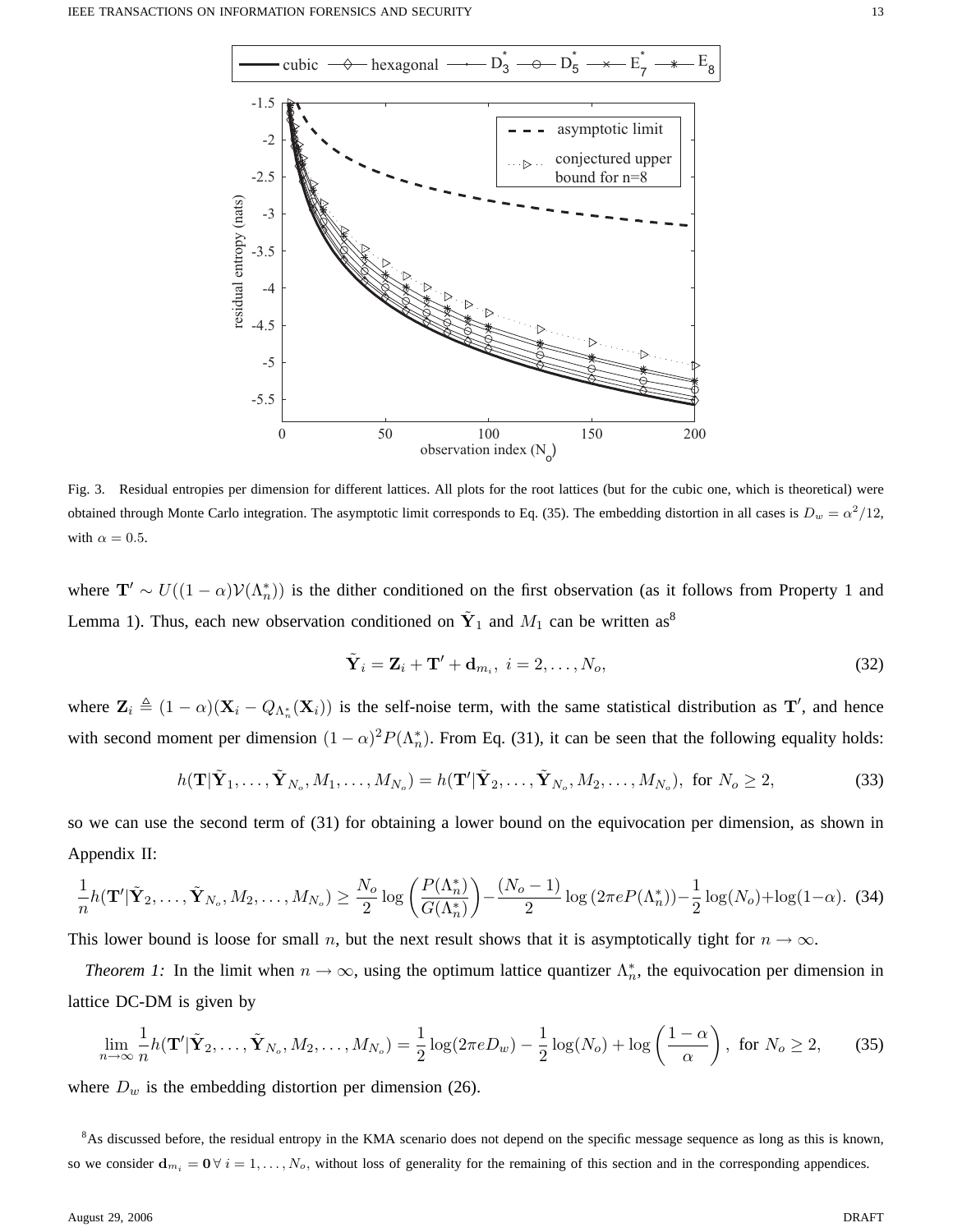Fig. 3. Residual entropies per dimension for different lattices. All plots for the root lattices (but for the cubic one, which is theoretical) were obtained through Monte Carlo integration. The asymptotic limit corresponds to Eq. (35). The embedding distortion in all cases is $D_w = \alpha^2/12$, with $\alpha = 0.5$.

where $\mathbf{T}' \sim U((1-\alpha)\mathcal{V}(\Lambda_n^*))$ is the dither conditioned on the first observation (as it follows from Property 1 and Lemma 1). Thus, each new observation conditioned on $\tilde{\mathbf{Y}}_1$ and $M_1$ can be written as[8]

$$\tilde{\mathbf{Y}}_i = \mathbf{Z}_i + \mathbf{T}' + \mathbf{d}_{m_i}, \ i = 2, \ldots, N_o, \tag{32}$$

where $\mathbf{Z}_i \triangleq (1-\alpha)(\mathbf{X}_i - Q_{\Lambda_n^*}(\mathbf{X}_i))$ is the self-noise term, with the same statistical distribution as $\mathbf{T}'$, and hence with second moment per dimension $(1-\alpha)^2 P(\Lambda_n^*)$. From Eq. (31), it can be seen that the following equality holds:

$$h(\mathbf{T}|\tilde{\mathbf{Y}}_1, \ldots, \tilde{\mathbf{Y}}_{N_o}, M_1, \ldots, M_{N_o}) = h(\mathbf{T}'|\tilde{\mathbf{Y}}_2, \ldots, \tilde{\mathbf{Y}}_{N_o}, M_2, \ldots, M_{N_o}), \text{ for } N_o \geq 2, \tag{33}$$

so we can use the second term of (31) for obtaining a lower bound on the equivocation per dimension, as shown in Appendix II:

$$\frac{1}{n}h(\mathbf{T}'|\tilde{\mathbf{Y}}_2, \ldots, \tilde{\mathbf{Y}}_{N_o}, M_2, \ldots, M_{N_o}) \geq \frac{N_o}{2}\log\left(\frac{P(\Lambda_n^*)}{G(\Lambda_n^*)}\right) - \frac{(N_o-1)}{2}\log\left(2\pi e P(\Lambda_n^*)\right) - \frac{1}{2}\log(N_o) + \log(1-\alpha). \tag{34}$$

This lower bound is loose for small $n$, but the next result shows that it is asymptotically tight for $n \to \infty$.

*Theorem 1:* In the limit when $n \to \infty$, using the optimum lattice quantizer $\Lambda_n^*$, the equivocation per dimension in lattice DC-DM is given by

$$\lim_{n\to\infty} \frac{1}{n}h(\mathbf{T}'|\tilde{\mathbf{Y}}_2, \ldots, \tilde{\mathbf{Y}}_{N_o}, M_2, \ldots, M_{N_o}) = \frac{1}{2}\log(2\pi e D_w) - \frac{1}{2}\log(N_o) + \log\left(\frac{1-\alpha}{\alpha}\right), \text{ for } N_o \geq 2, \tag{35}$$

where $D_w$ is the embedding distortion per dimension (26).

[8]As discussed before, the residual entropy in the KMA scenario does not depend on the specific message sequence as long as this is known, so we consider $\mathbf{d}_{m_i} = \mathbf{0} \, \forall \, i = 1, \ldots, N_o$, without loss of generality for the remaining of this section and in the corresponding appendices.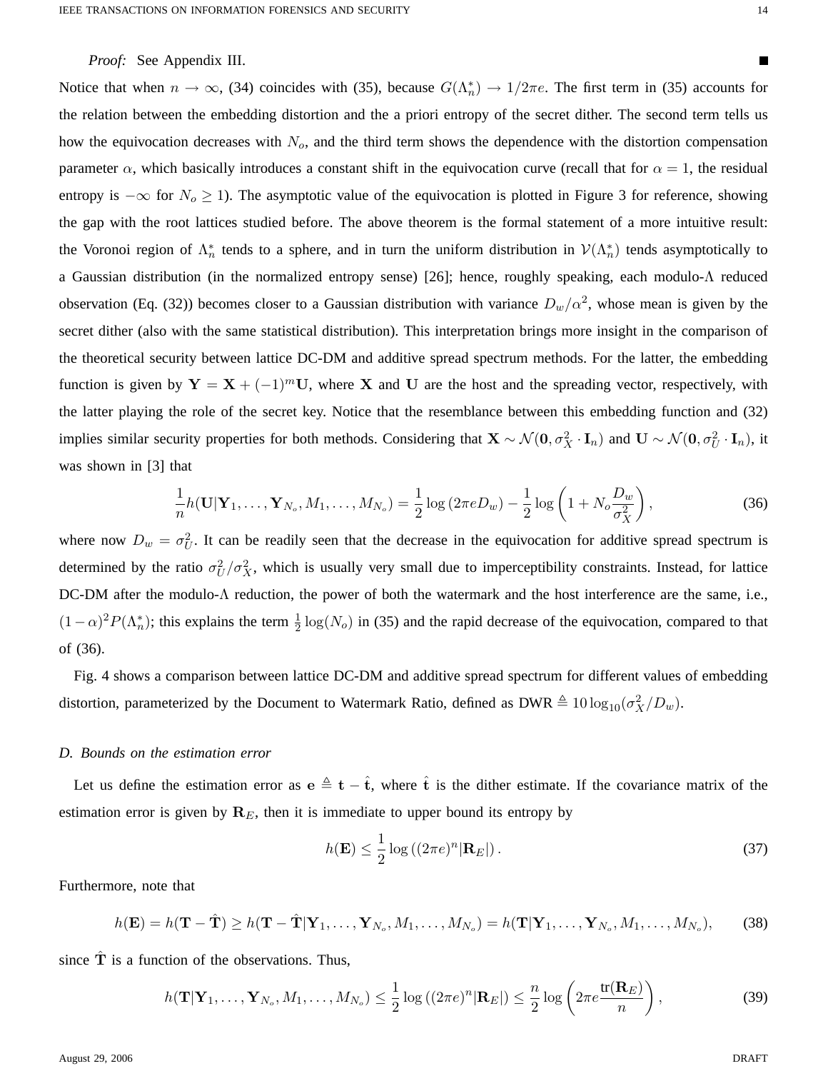*Proof:* See Appendix III. ∎

Notice that when $n \to \infty$, (34) coincides with (35), because $G(\Lambda_n^*) \to 1/2\pi e$. The first term in (35) accounts for the relation between the embedding distortion and the a priori entropy of the secret dither. The second term tells us how the equivocation decreases with $N_o$, and the third term shows the dependence with the distortion compensation parameter $\alpha$, which basically introduces a constant shift in the equivocation curve (recall that for $\alpha = 1$, the residual entropy is $-\infty$ for $N_o \geq 1$). The asymptotic value of the equivocation is plotted in Figure 3 for reference, showing the gap with the root lattices studied before. The above theorem is the formal statement of a more intuitive result: the Voronoi region of $\Lambda_n^*$ tends to a sphere, and in turn the uniform distribution in $\mathcal{V}(\Lambda_n^*)$ tends asymptotically to a Gaussian distribution (in the normalized entropy sense) [26]; hence, roughly speaking, each modulo-$\Lambda$ reduced observation (Eq. (32)) becomes closer to a Gaussian distribution with variance $D_w/\alpha^2$, whose mean is given by the secret dither (also with the same statistical distribution). This interpretation brings more insight in the comparison of the theoretical security between lattice DC-DM and additive spread spectrum methods. For the latter, the embedding function is given by $\mathbf{Y} = \mathbf{X} + (-1)^m \mathbf{U}$, where $\mathbf{X}$ and $\mathbf{U}$ are the host and the spreading vector, respectively, with the latter playing the role of the secret key. Notice that the resemblance between this embedding function and (32) implies similar security properties for both methods. Considering that $\mathbf{X} \sim \mathcal{N}(\mathbf{0}, \sigma_X^2 \cdot \mathbf{I}_n)$ and $\mathbf{U} \sim \mathcal{N}(\mathbf{0}, \sigma_U^2 \cdot \mathbf{I}_n)$, it was shown in [3] that

$$\frac{1}{n} h(\mathbf{U}|\mathbf{Y}_1, \ldots, \mathbf{Y}_{N_o}, M_1, \ldots, M_{N_o}) = \frac{1}{2}\log(2\pi e D_w) - \frac{1}{2}\log\left(1 + N_o \frac{D_w}{\sigma_X^2}\right), \tag{36}$$

where now $D_w = \sigma_U^2$. It can be readily seen that the decrease in the equivocation for additive spread spectrum is determined by the ratio $\sigma_U^2/\sigma_X^2$, which is usually very small due to imperceptibility constraints. Instead, for lattice DC-DM after the modulo-$\Lambda$ reduction, the power of both the watermark and the host interference are the same, i.e., $(1-\alpha)^2 P(\Lambda_n^*)$; this explains the term $\frac{1}{2}\log(N_o)$ in (35) and the rapid decrease of the equivocation, compared to that of (36).

Fig. 4 shows a comparison between lattice DC-DM and additive spread spectrum for different values of embedding distortion, parameterized by the Document to Watermark Ratio, defined as $\text{DWR} \triangleq 10\log_{10}(\sigma_X^2/D_w)$.

### *D. Bounds on the estimation error*

Let us define the estimation error as $\mathbf{e} \triangleq \mathbf{t} - \hat{\mathbf{t}}$, where $\hat{\mathbf{t}}$ is the dither estimate. If the covariance matrix of the estimation error is given by $\mathbf{R}_E$, then it is immediate to upper bound its entropy by

$$h(\mathbf{E}) \leq \frac{1}{2}\log\left((2\pi e)^n |\mathbf{R}_E|\right). \tag{37}$$

Furthermore, note that

$$h(\mathbf{E}) = h(\mathbf{T} - \hat{\mathbf{T}}) \geq h(\mathbf{T} - \hat{\mathbf{T}}|\mathbf{Y}_1, \ldots, \mathbf{Y}_{N_o}, M_1, \ldots, M_{N_o}) = h(\mathbf{T}|\mathbf{Y}_1, \ldots, \mathbf{Y}_{N_o}, M_1, \ldots, M_{N_o}), \tag{38}$$

since $\hat{\mathbf{T}}$ is a function of the observations. Thus,

$$h(\mathbf{T}|\mathbf{Y}_1, \ldots, \mathbf{Y}_{N_o}, M_1, \ldots, M_{N_o}) \leq \frac{1}{2}\log\left((2\pi e)^n |\mathbf{R}_E|\right) \leq \frac{n}{2}\log\left(2\pi e \frac{\text{tr}(\mathbf{R}_E)}{n}\right), \tag{39}$$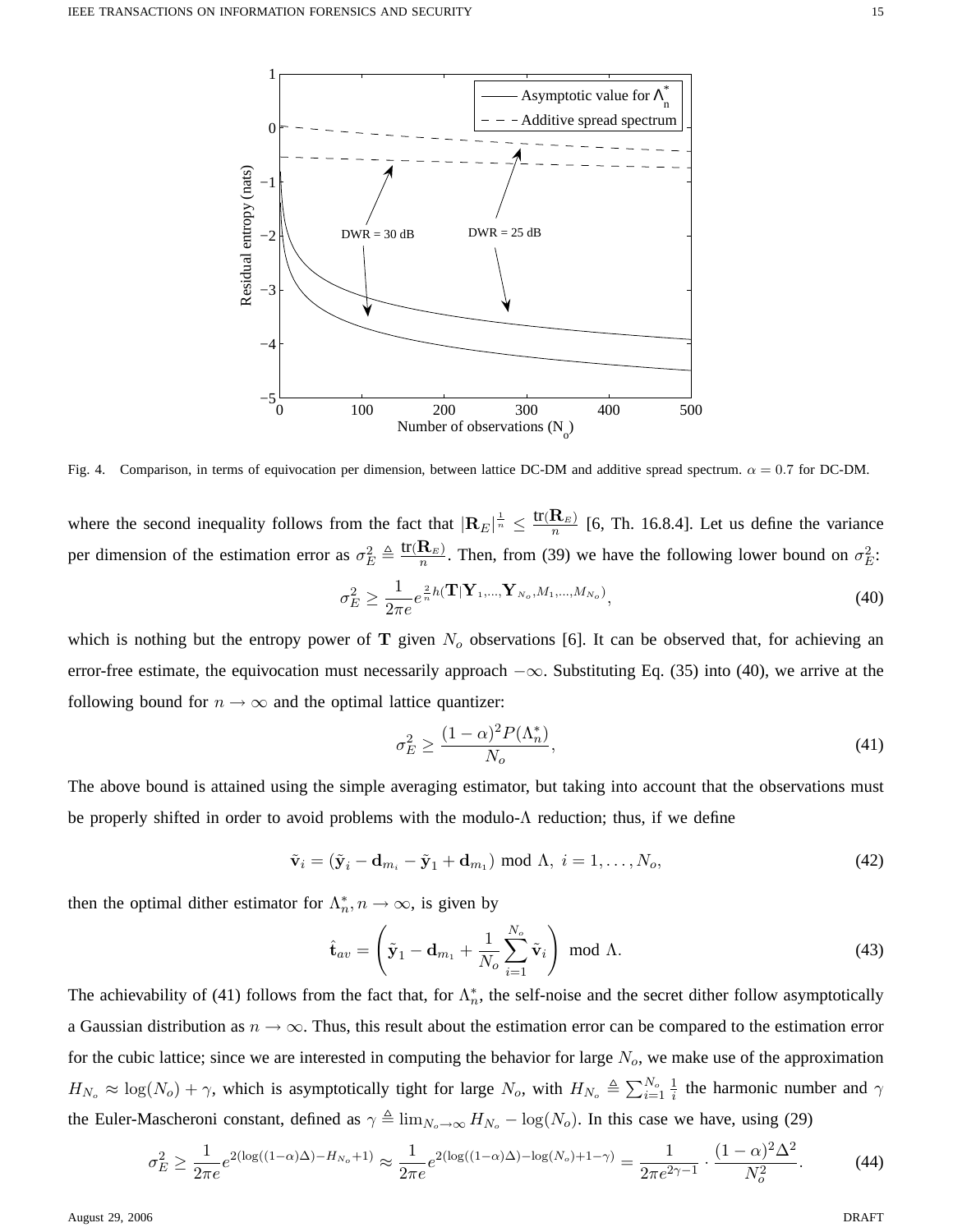Fig. 4. Comparison, in terms of equivocation per dimension, between lattice DC-DM and additive spread spectrum. $\alpha = 0.7$ for DC-DM.

where the second inequality follows from the fact that $|\mathbf{R}_E|^{\frac{1}{n}} \leq \frac{\text{tr}(\mathbf{R}_E)}{n}$ [6, Th. 16.8.4]. Let us define the variance per dimension of the estimation error as $\sigma_E^2 \triangleq \frac{\text{tr}(\mathbf{R}_E)}{n}$. Then, from (39) we have the following lower bound on $\sigma_E^2$:

$$\sigma_E^2 \geq \frac{1}{2\pi e} e^{\frac{2}{n} h(\mathbf{T}|\mathbf{Y}_1,\ldots,\mathbf{Y}_{N_o},M_1,\ldots,M_{N_o})}, \tag{40}$$

which is nothing but the entropy power of $\mathbf{T}$ given $N_o$ observations [6]. It can be observed that, for achieving an error-free estimate, the equivocation must necessarily approach $-\infty$. Substituting Eq. (35) into (40), we arrive at the following bound for $n \to \infty$ and the optimal lattice quantizer:

$$\sigma_E^2 \geq \frac{(1-\alpha)^2 P(\Lambda_n^*)}{N_o}, \tag{41}$$

The above bound is attained using the simple averaging estimator, but taking into account that the observations must be properly shifted in order to avoid problems with the modulo-$\Lambda$ reduction; thus, if we define

$$\tilde{\mathbf{v}}_i = (\tilde{\mathbf{y}}_i - \mathbf{d}_{m_i} - \tilde{\mathbf{y}}_1 + \mathbf{d}_{m_1}) \bmod \Lambda, \; i = 1, \ldots, N_o, \tag{42}$$

then the optimal dither estimator for $\Lambda_n^*, n \to \infty$, is given by

$$\hat{\mathbf{t}}_{av} = \left( \tilde{\mathbf{y}}_1 - \mathbf{d}_{m_1} + \frac{1}{N_o} \sum_{i=1}^{N_o} \tilde{\mathbf{v}}_i \right) \bmod \Lambda. \tag{43}$$

The achievability of (41) follows from the fact that, for $\Lambda_n^*$, the self-noise and the secret dither follow asymptotically a Gaussian distribution as $n \to \infty$. Thus, this result about the estimation error can be compared to the estimation error for the cubic lattice; since we are interested in computing the behavior for large $N_o$, we make use of the approximation $H_{N_o} \approx \log(N_o) + \gamma$, which is asymptotically tight for large $N_o$, with $H_{N_o} \triangleq \sum_{i=1}^{N_o} \frac{1}{i}$ the harmonic number and $\gamma$ the Euler-Mascheroni constant, defined as $\gamma \triangleq \lim_{N_o \to \infty} H_{N_o} - \log(N_o)$. In this case we have, using (29)

$$\sigma_E^2 \geq \frac{1}{2\pi e} e^{2(\log((1-\alpha)\Delta) - H_{N_o} + 1)} \approx \frac{1}{2\pi e} e^{2(\log((1-\alpha)\Delta) - \log(N_o) + 1 - \gamma)} = \frac{1}{2\pi e^{2\gamma - 1}} \cdot \frac{(1-\alpha)^2 \Delta^2}{N_o^2}. \tag{44}$$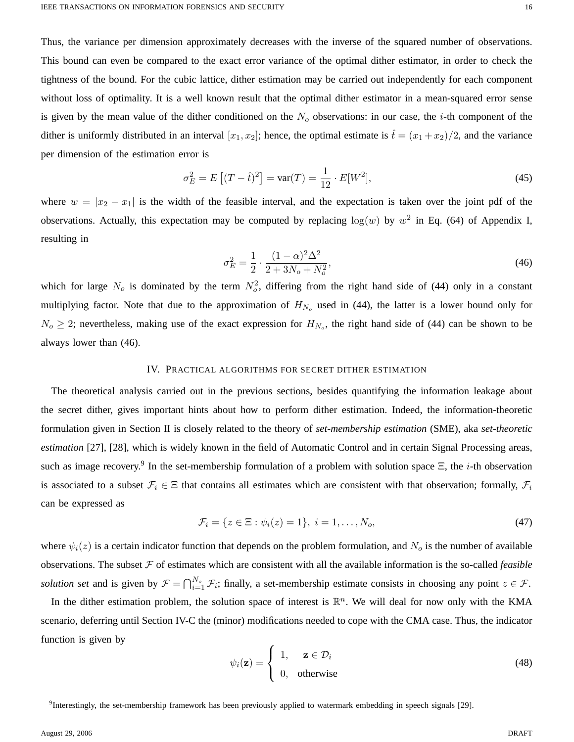Thus, the variance per dimension approximately decreases with the inverse of the squared number of observations. This bound can even be compared to the exact error variance of the optimal dither estimator, in order to check the tightness of the bound. For the cubic lattice, dither estimation may be carried out independently for each component without loss of optimality. It is a well known result that the optimal dither estimator in a mean-squared error sense is given by the mean value of the dither conditioned on the $N_o$ observations: in our case, the $i$-th component of the dither is uniformly distributed in an interval $[x_1, x_2]$; hence, the optimal estimate is $\hat{t} = (x_1 + x_2)/2$, and the variance per dimension of the estimation error is

$$\sigma_E^2 = E\left[(T - \hat{t})^2\right] = \text{var}(T) = \frac{1}{12} \cdot E[W^2], \tag{45}$$

where $w = |x_2 - x_1|$ is the width of the feasible interval, and the expectation is taken over the joint pdf of the observations. Actually, this expectation may be computed by replacing $\log(w)$ by $w^2$ in Eq. (64) of Appendix I, resulting in

$$\sigma_E^2 = \frac{1}{2} \cdot \frac{(1-\alpha)^2 \Delta^2}{2 + 3N_o + N_o^2}, \tag{46}$$

which for large $N_o$ is dominated by the term $N_o^2$, differing from the right hand side of (44) only in a constant multiplying factor. Note that due to the approximation of $H_{N_o}$ used in (44), the latter is a lower bound only for $N_o \geq 2$; nevertheless, making use of the exact expression for $H_{N_o}$, the right hand side of (44) can be shown to be always lower than (46).

## IV. Practical algorithms for secret dither estimation

The theoretical analysis carried out in the previous sections, besides quantifying the information leakage about the secret dither, gives important hints about how to perform dither estimation. Indeed, the information-theoretic formulation given in Section II is closely related to the theory of ***set-membership estimation*** (SME), aka ***set-theoretic estimation*** [27], [28], which is widely known in the field of Automatic Control and in certain Signal Processing areas, such as image recovery.[9] In the set-membership formulation of a problem with solution space $\Xi$, the $i$-th observation is associated to a subset $\mathcal{F}_i \in \Xi$ that contains all estimates which are consistent with that observation; formally, $\mathcal{F}_i$ can be expressed as

$$\mathcal{F}_i = \{z \in \Xi : \psi_i(z) = 1\},\ i = 1, \ldots, N_o, \tag{47}$$

where $\psi_i(z)$ is a certain indicator function that depends on the problem formulation, and $N_o$ is the number of available observations. The subset $\mathcal{F}$ of estimates which are consistent with all the available information is the so-called ***feasible solution set*** and is given by $\mathcal{F} = \bigcap_{i=1}^{N_o} \mathcal{F}_i$; finally, a set-membership estimate consists in choosing any point $z \in \mathcal{F}$.

In the dither estimation problem, the solution space of interest is $\mathbb{R}^n$. We will deal for now only with the KMA scenario, deferring until Section IV-C the (minor) modifications needed to cope with the CMA case. Thus, the indicator function is given by

$$\psi_i(\mathbf{z}) = \begin{cases} 1, & \mathbf{z} \in \mathcal{D}_i \\ 0, & \text{otherwise} \end{cases} \tag{48}$$

[9] Interestingly, the set-membership framework has been previously applied to watermark embedding in speech signals [29].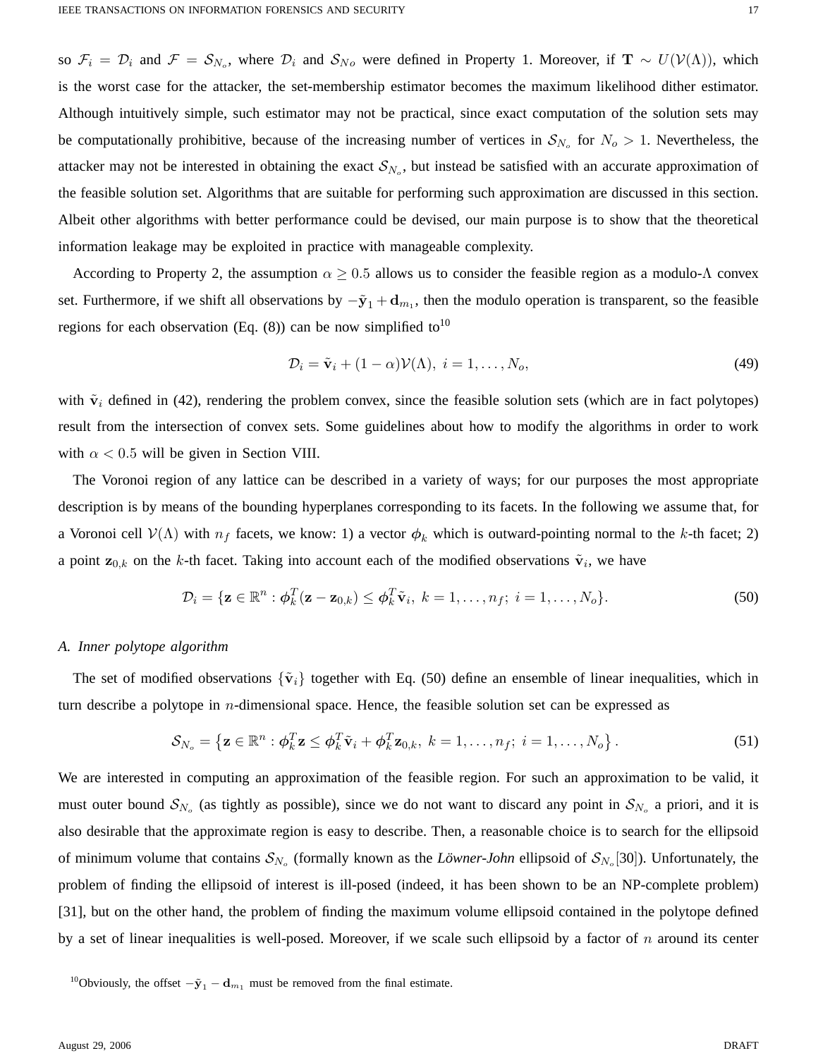so $\mathcal{F}_i = \mathcal{D}_i$ and $\mathcal{F} = \mathcal{S}_{N_o}$, where $\mathcal{D}_i$ and $\mathcal{S}_{No}$ were defined in Property 1. Moreover, if $\mathbf{T} \sim U(\mathcal{V}(\Lambda))$, which is the worst case for the attacker, the set-membership estimator becomes the maximum likelihood dither estimator. Although intuitively simple, such estimator may not be practical, since exact computation of the solution sets may be computationally prohibitive, because of the increasing number of vertices in $\mathcal{S}_{N_o}$ for $N_o > 1$. Nevertheless, the attacker may not be interested in obtaining the exact $\mathcal{S}_{N_o}$, but instead be satisfied with an accurate approximation of the feasible solution set. Algorithms that are suitable for performing such approximation are discussed in this section. Albeit other algorithms with better performance could be devised, our main purpose is to show that the theoretical information leakage may be exploited in practice with manageable complexity.

According to Property 2, the assumption $\alpha \geq 0.5$ allows us to consider the feasible region as a modulo-$\Lambda$ convex set. Furthermore, if we shift all observations by $-\tilde{\mathbf{y}}_1 + \mathbf{d}_{m_1}$, then the modulo operation is transparent, so the feasible regions for each observation (Eq. (8)) can be now simplified to[10]

$$\mathcal{D}_i = \tilde{\mathbf{v}}_i + (1-\alpha)\mathcal{V}(\Lambda),\ i = 1, \ldots, N_o, \tag{49}$$

with $\tilde{\mathbf{v}}_i$ defined in (42), rendering the problem convex, since the feasible solution sets (which are in fact polytopes) result from the intersection of convex sets. Some guidelines about how to modify the algorithms in order to work with $\alpha < 0.5$ will be given in Section VIII.

The Voronoi region of any lattice can be described in a variety of ways; for our purposes the most appropriate description is by means of the bounding hyperplanes corresponding to its facets. In the following we assume that, for a Voronoi cell $\mathcal{V}(\Lambda)$ with $n_f$ facets, we know: 1) a vector $\boldsymbol{\phi}_k$ which is outward-pointing normal to the $k$-th facet; 2) a point $\mathbf{z}_{0,k}$ on the $k$-th facet. Taking into account each of the modified observations $\tilde{\mathbf{v}}_i$, we have

$$\mathcal{D}_i = \{\mathbf{z} \in \mathbb{R}^n : \boldsymbol{\phi}_k^T(\mathbf{z} - \mathbf{z}_{0,k}) \leq \boldsymbol{\phi}_k^T\tilde{\mathbf{v}}_i,\ k = 1, \ldots, n_f;\ i = 1, \ldots, N_o\}. \tag{50}$$

### A. Inner polytope algorithm

The set of modified observations $\{\tilde{\mathbf{v}}_i\}$ together with Eq. (50) define an ensemble of linear inequalities, which in turn describe a polytope in $n$-dimensional space. Hence, the feasible solution set can be expressed as

$$\mathcal{S}_{N_o} = \left\{\mathbf{z} \in \mathbb{R}^n : \boldsymbol{\phi}_k^T\mathbf{z} \leq \boldsymbol{\phi}_k^T\tilde{\mathbf{v}}_i + \boldsymbol{\phi}_k^T\mathbf{z}_{0,k},\ k = 1, \ldots, n_f;\ i = 1, \ldots, N_o\right\}. \tag{51}$$

We are interested in computing an approximation of the feasible region. For such an approximation to be valid, it must outer bound $\mathcal{S}_{N_o}$ (as tightly as possible), since we do not want to discard any point in $\mathcal{S}_{N_o}$ a priori, and it is also desirable that the approximate region is easy to describe. Then, a reasonable choice is to search for the ellipsoid of minimum volume that contains $\mathcal{S}_{N_o}$ (formally known as the *Löwner-John* ellipsoid of $\mathcal{S}_{N_o}$[30]). Unfortunately, the problem of finding the ellipsoid of interest is ill-posed (indeed, it has been shown to be an NP-complete problem) [31], but on the other hand, the problem of finding the maximum volume ellipsoid contained in the polytope defined by a set of linear inequalities is well-posed. Moreover, if we scale such ellipsoid by a factor of $n$ around its center

[10] Obviously, the offset $-\tilde{\mathbf{y}}_1 - \mathbf{d}_{m_1}$ must be removed from the final estimate.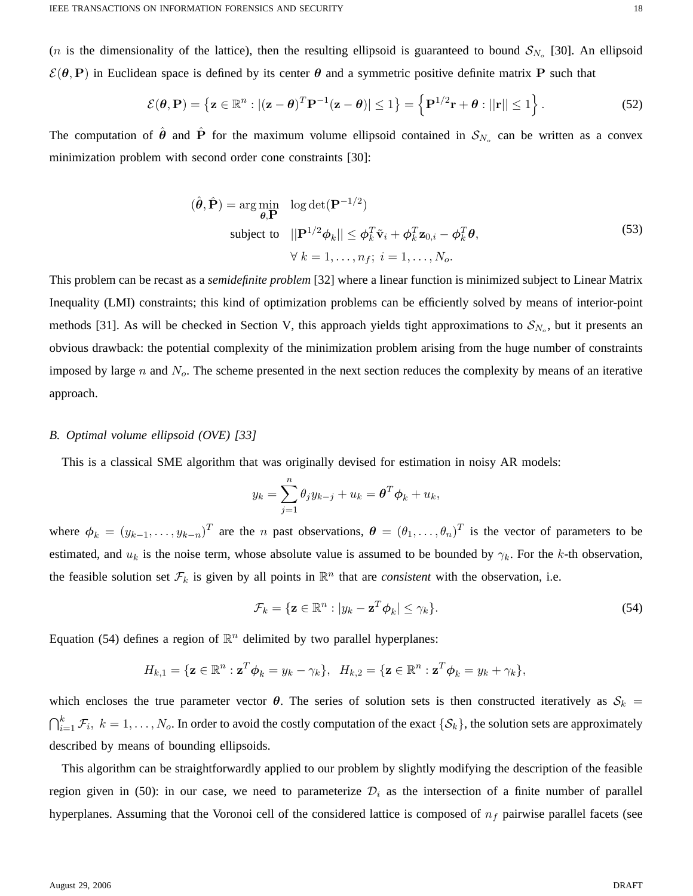($n$ is the dimensionality of the lattice), then the resulting ellipsoid is guaranteed to bound $\mathcal{S}_{N_o}$ [30]. An ellipsoid $\mathcal{E}(\boldsymbol{\theta}, \mathbf{P})$ in Euclidean space is defined by its center $\boldsymbol{\theta}$ and a symmetric positive definite matrix $\mathbf{P}$ such that

$$\mathcal{E}(\boldsymbol{\theta}, \mathbf{P}) = \left\{ \mathbf{z} \in \mathbb{R}^n : |(\mathbf{z} - \boldsymbol{\theta})^T \mathbf{P}^{-1} (\mathbf{z} - \boldsymbol{\theta})| \leq 1 \right\} = \left\{ \mathbf{P}^{1/2}\mathbf{r} + \boldsymbol{\theta} : ||\mathbf{r}|| \leq 1 \right\}. \tag{52}$$

The computation of $\hat{\boldsymbol{\theta}}$ and $\hat{\mathbf{P}}$ for the maximum volume ellipsoid contained in $\mathcal{S}_{N_o}$ can be written as a convex minimization problem with second order cone constraints [30]:

$$\begin{aligned}
(\hat{\boldsymbol{\theta}}, \hat{\mathbf{P}}) = \arg\min_{\boldsymbol{\theta}, \mathbf{P}} \quad & \log\det(\mathbf{P}^{-1/2}) \\
\text{subject to} \quad & ||\mathbf{P}^{1/2}\boldsymbol{\phi}_k|| \leq \boldsymbol{\phi}_k^T \tilde{\mathbf{v}}_i + \boldsymbol{\phi}_k^T \mathbf{z}_{0,i} - \boldsymbol{\phi}_k^T \boldsymbol{\theta}, \\
& \forall\, k = 1, \ldots, n_f;\ i = 1, \ldots, N_o.
\end{aligned} \tag{53}$$

This problem can be recast as a *semidefinite problem* [32] where a linear function is minimized subject to Linear Matrix Inequality (LMI) constraints; this kind of optimization problems can be efficiently solved by means of interior-point methods [31]. As will be checked in Section V, this approach yields tight approximations to $\mathcal{S}_{N_o}$, but it presents an obvious drawback: the potential complexity of the minimization problem arising from the huge number of constraints imposed by large $n$ and $N_o$. The scheme presented in the next section reduces the complexity by means of an iterative approach.

### B. Optimal volume ellipsoid (OVE) [33]

This is a classical SME algorithm that was originally devised for estimation in noisy AR models:

$$y_k = \sum_{j=1}^{n} \theta_j y_{k-j} + u_k = \boldsymbol{\theta}^T \boldsymbol{\phi}_k + u_k,$$

where $\boldsymbol{\phi}_k = (y_{k-1}, \ldots, y_{k-n})^T$ are the $n$ past observations, $\boldsymbol{\theta} = (\theta_1, \ldots, \theta_n)^T$ is the vector of parameters to be estimated, and $u_k$ is the noise term, whose absolute value is assumed to be bounded by $\gamma_k$. For the $k$-th observation, the feasible solution set $\mathcal{F}_k$ is given by all points in $\mathbb{R}^n$ that are *consistent* with the observation, i.e.

$$\mathcal{F}_k = \{ \mathbf{z} \in \mathbb{R}^n : |y_k - \mathbf{z}^T \boldsymbol{\phi}_k| \leq \gamma_k \}. \tag{54}$$

Equation (54) defines a region of $\mathbb{R}^n$ delimited by two parallel hyperplanes:

$$H_{k,1} = \{ \mathbf{z} \in \mathbb{R}^n : \mathbf{z}^T \boldsymbol{\phi}_k = y_k - \gamma_k \}, \quad H_{k,2} = \{ \mathbf{z} \in \mathbb{R}^n : \mathbf{z}^T \boldsymbol{\phi}_k = y_k + \gamma_k \},$$

which encloses the true parameter vector $\boldsymbol{\theta}$. The series of solution sets is then constructed iteratively as $\mathcal{S}_k = \bigcap_{i=1}^{k} \mathcal{F}_i,\ k = 1, \ldots, N_o$. In order to avoid the costly computation of the exact $\{\mathcal{S}_k\}$, the solution sets are approximately described by means of bounding ellipsoids.

This algorithm can be straightforwardly applied to our problem by slightly modifying the description of the feasible region given in (50): in our case, we need to parameterize $\mathcal{D}_i$ as the intersection of a finite number of parallel hyperplanes. Assuming that the Voronoi cell of the considered lattice is composed of $n_f$ pairwise parallel facets (see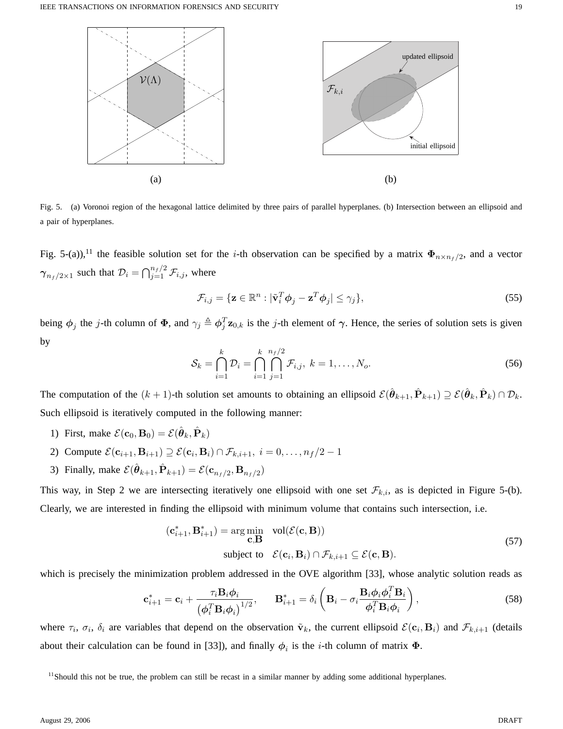Fig. 5. (a) Voronoi region of the hexagonal lattice delimited by three pairs of parallel hyperplanes. (b) Intersection between an ellipsoid and a pair of hyperplanes.

Fig. 5-(a)),[11] the feasible solution set for the $i$-th observation can be specified by a matrix $\mathbf{\Phi}_{n\times n_f/2}$, and a vector $\boldsymbol{\gamma}_{n_f/2\times 1}$ such that $\mathcal{D}_i = \bigcap_{j=1}^{n_f/2} \mathcal{F}_{i,j}$, where

$$\mathcal{F}_{i,j} = \{\mathbf{z} \in \mathbb{R}^n : |\tilde{\mathbf{v}}_i^T \boldsymbol{\phi}_j - \mathbf{z}^T \boldsymbol{\phi}_j| \leq \gamma_j\}, \tag{55}$$

being $\boldsymbol{\phi}_j$ the $j$-th column of $\mathbf{\Phi}$, and $\gamma_j \triangleq \boldsymbol{\phi}_j^T \mathbf{z}_{0,k}$ is the $j$-th element of $\boldsymbol{\gamma}$. Hence, the series of solution sets is given by

$$\mathcal{S}_k = \bigcap_{i=1}^{k} \mathcal{D}_i = \bigcap_{i=1}^{k} \bigcap_{j=1}^{n_f/2} \mathcal{F}_{i,j},\ k = 1, \ldots, N_o. \tag{56}$$

The computation of the $(k+1)$-th solution set amounts to obtaining an ellipsoid $\mathcal{E}(\hat{\boldsymbol{\theta}}_{k+1}, \hat{\mathbf{P}}_{k+1}) \supseteq \mathcal{E}(\hat{\boldsymbol{\theta}}_k, \hat{\mathbf{P}}_k) \cap \mathcal{D}_k$. Such ellipsoid is iteratively computed in the following manner:

1) First, make $\mathcal{E}(\mathbf{c}_0, \mathbf{B}_0) = \mathcal{E}(\hat{\boldsymbol{\theta}}_k, \hat{\mathbf{P}}_k)$
2) Compute $\mathcal{E}(\mathbf{c}_{i+1}, \mathbf{B}_{i+1}) \supseteq \mathcal{E}(\mathbf{c}_i, \mathbf{B}_i) \cap \mathcal{F}_{k,i+1},\ i = 0, \ldots, n_f/2 - 1$
3) Finally, make $\mathcal{E}(\hat{\boldsymbol{\theta}}_{k+1}, \hat{\mathbf{P}}_{k+1}) = \mathcal{E}(\mathbf{c}_{n_f/2}, \mathbf{B}_{n_f/2})$

This way, in Step 2 we are intersecting iteratively one ellipsoid with one set $\mathcal{F}_{k,i}$, as is depicted in Figure 5-(b). Clearly, we are interested in finding the ellipsoid with minimum volume that contains such intersection, i.e.

$$\begin{aligned}(\mathbf{c}_{i+1}^*, \mathbf{B}_{i+1}^*) = \arg\min_{\mathbf{c},\mathbf{B}} \quad & \text{vol}(\mathcal{E}(\mathbf{c}, \mathbf{B})) \\ \text{subject to} \quad & \mathcal{E}(\mathbf{c}_i, \mathbf{B}_i) \cap \mathcal{F}_{k,i+1} \subseteq \mathcal{E}(\mathbf{c}, \mathbf{B}).\end{aligned} \tag{57}$$

which is precisely the minimization problem addressed in the OVE algorithm [33], whose analytic solution reads as

$$\mathbf{c}_{i+1}^* = \mathbf{c}_i + \frac{\tau_i \mathbf{B}_i \boldsymbol{\phi}_i}{\left(\boldsymbol{\phi}_i^T \mathbf{B}_i \boldsymbol{\phi}_i\right)^{1/2}}, \qquad \mathbf{B}_{i+1}^* = \delta_i \left(\mathbf{B}_i - \sigma_i \frac{\mathbf{B}_i \boldsymbol{\phi}_i \boldsymbol{\phi}_i^T \mathbf{B}_i}{\boldsymbol{\phi}_i^T \mathbf{B}_i \boldsymbol{\phi}_i}\right), \tag{58}$$

where $\tau_i$, $\sigma_i$, $\delta_i$ are variables that depend on the observation $\tilde{\mathbf{v}}_k$, the current ellipsoid $\mathcal{E}(\mathbf{c}_i, \mathbf{B}_i)$ and $\mathcal{F}_{k,i+1}$ (details about their calculation can be found in [33]), and finally $\boldsymbol{\phi}_i$ is the $i$-th column of matrix $\mathbf{\Phi}$.

[11] Should this not be true, the problem can still be recast in a similar manner by adding some additional hyperplanes.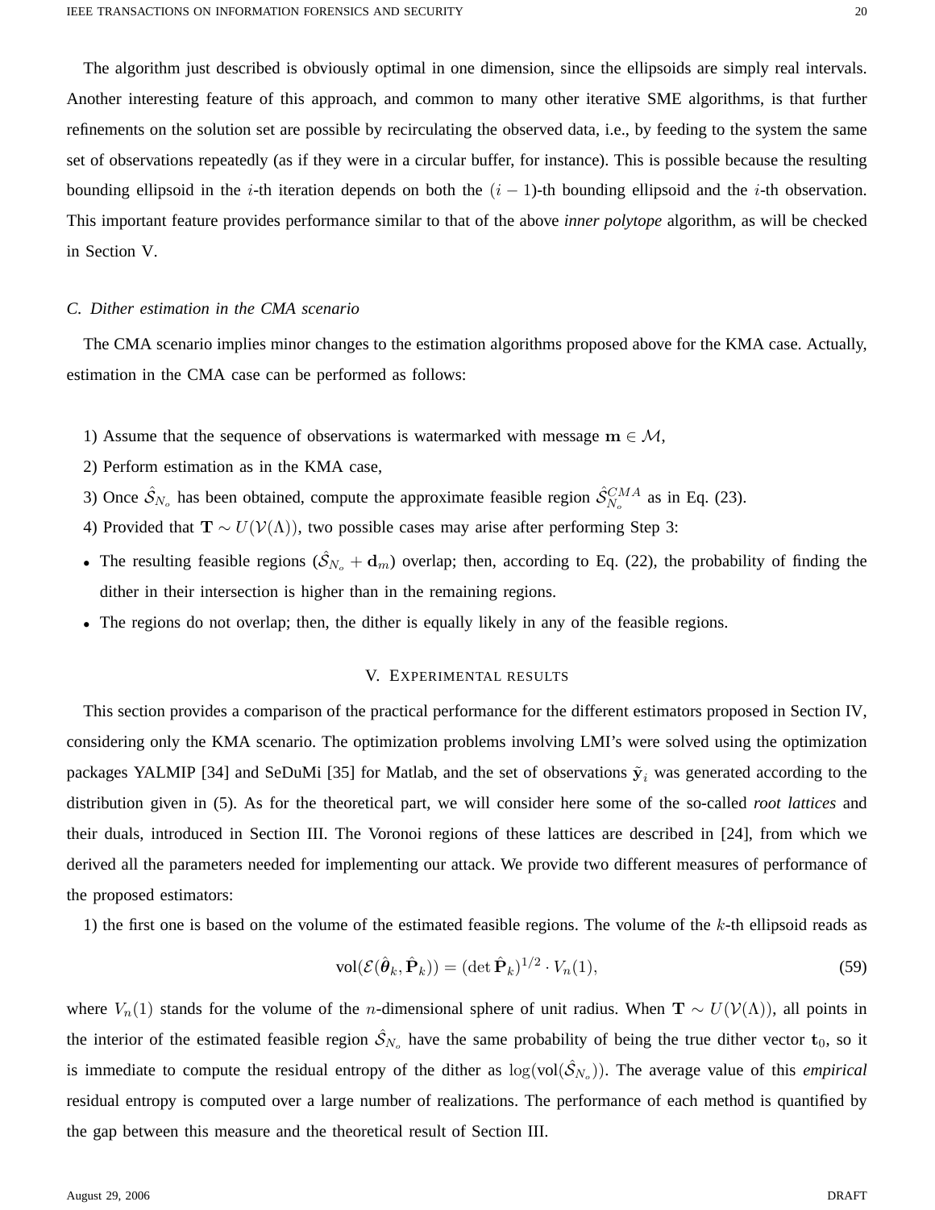The algorithm just described is obviously optimal in one dimension, since the ellipsoids are simply real intervals. Another interesting feature of this approach, and common to many other iterative SME algorithms, is that further refinements on the solution set are possible by recirculating the observed data, i.e., by feeding to the system the same set of observations repeatedly (as if they were in a circular buffer, for instance). This is possible because the resulting bounding ellipsoid in the $i$-th iteration depends on both the $(i-1)$-th bounding ellipsoid and the $i$-th observation. This important feature provides performance similar to that of the above *inner polytope* algorithm, as will be checked in Section V.

### C. Dither estimation in the CMA scenario

The CMA scenario implies minor changes to the estimation algorithms proposed above for the KMA case. Actually, estimation in the CMA case can be performed as follows:

1) Assume that the sequence of observations is watermarked with message $\mathbf{m} \in \mathcal{M}$,
2) Perform estimation as in the KMA case,
3) Once $\hat{\mathcal{S}}_{N_o}$ has been obtained, compute the approximate feasible region $\hat{\mathcal{S}}_{N_o}^{CMA}$ as in Eq. (23).
4) Provided that $\mathbf{T} \sim U(\mathcal{V}(\Lambda))$, two possible cases may arise after performing Step 3:

- The resulting feasible regions $(\hat{\mathcal{S}}_{N_o} + \mathbf{d}_m)$ overlap; then, according to Eq. (22), the probability of finding the dither in their intersection is higher than in the remaining regions.
- The regions do not overlap; then, the dither is equally likely in any of the feasible regions.

## V. Experimental results

This section provides a comparison of the practical performance for the different estimators proposed in Section IV, considering only the KMA scenario. The optimization problems involving LMI's were solved using the optimization packages YALMIP [34] and SeDuMi [35] for Matlab, and the set of observations $\tilde{\mathbf{y}}_i$ was generated according to the distribution given in (5). As for the theoretical part, we will consider here some of the so-called *root lattices* and their duals, introduced in Section III. The Voronoi regions of these lattices are described in [24], from which we derived all the parameters needed for implementing our attack. We provide two different measures of performance of the proposed estimators:

1) the first one is based on the volume of the estimated feasible regions. The volume of the $k$-th ellipsoid reads as

$$\text{vol}(\mathcal{E}(\hat{\boldsymbol{\theta}}_k, \hat{\mathbf{P}}_k)) = (\det \hat{\mathbf{P}}_k)^{1/2} \cdot V_n(1), \tag{59}$$

where $V_n(1)$ stands for the volume of the $n$-dimensional sphere of unit radius. When $\mathbf{T} \sim U(\mathcal{V}(\Lambda))$, all points in the interior of the estimated feasible region $\hat{\mathcal{S}}_{N_o}$ have the same probability of being the true dither vector $\mathbf{t}_0$, so it is immediate to compute the residual entropy of the dither as $\log(\text{vol}(\hat{\mathcal{S}}_{N_o}))$. The average value of this *empirical* residual entropy is computed over a large number of realizations. The performance of each method is quantified by the gap between this measure and the theoretical result of Section III.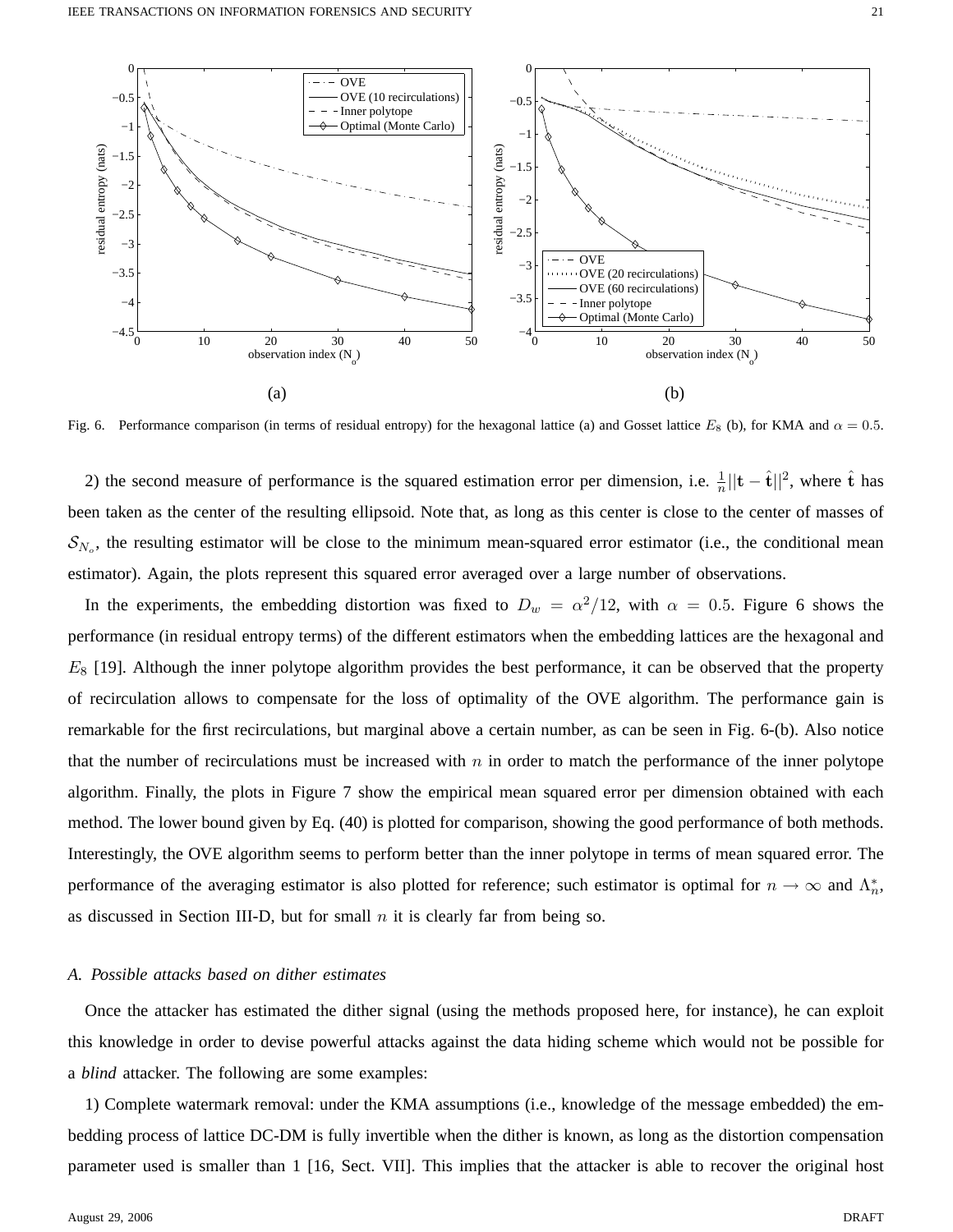Fig. 6. Performance comparison (in terms of residual entropy) for the hexagonal lattice (a) and Gosset lattice $E_8$ (b), for KMA and $\alpha = 0.5$.

2) the second measure of performance is the squared estimation error per dimension, i.e. $\frac{1}{n}||\mathbf{t} - \hat{\mathbf{t}}||^2$, where $\hat{\mathbf{t}}$ has been taken as the center of the resulting ellipsoid. Note that, as long as this center is close to the center of masses of $\mathcal{S}_{N_o}$, the resulting estimator will be close to the minimum mean-squared error estimator (i.e., the conditional mean estimator). Again, the plots represent this squared error averaged over a large number of observations.

In the experiments, the embedding distortion was fixed to $D_w = \alpha^2/12$, with $\alpha = 0.5$. Figure 6 shows the performance (in residual entropy terms) of the different estimators when the embedding lattices are the hexagonal and $E_8$ [19]. Although the inner polytope algorithm provides the best performance, it can be observed that the property of recirculation allows to compensate for the loss of optimality of the OVE algorithm. The performance gain is remarkable for the first recirculations, but marginal above a certain number, as can be seen in Fig. 6-(b). Also notice that the number of recirculations must be increased with $n$ in order to match the performance of the inner polytope algorithm. Finally, the plots in Figure 7 show the empirical mean squared error per dimension obtained with each method. The lower bound given by Eq. (40) is plotted for comparison, showing the good performance of both methods. Interestingly, the OVE algorithm seems to perform better than the inner polytope in terms of mean squared error. The performance of the averaging estimator is also plotted for reference; such estimator is optimal for $n \to \infty$ and $\Lambda_n^*$, as discussed in Section III-D, but for small $n$ it is clearly far from being so.

### *A. Possible attacks based on dither estimates*

Once the attacker has estimated the dither signal (using the methods proposed here, for instance), he can exploit this knowledge in order to devise powerful attacks against the data hiding scheme which would not be possible for a *blind* attacker. The following are some examples:

1) Complete watermark removal: under the KMA assumptions (i.e., knowledge of the message embedded) the embedding process of lattice DC-DM is fully invertible when the dither is known, as long as the distortion compensation parameter used is smaller than 1 [16, Sect. VII]. This implies that the attacker is able to recover the original host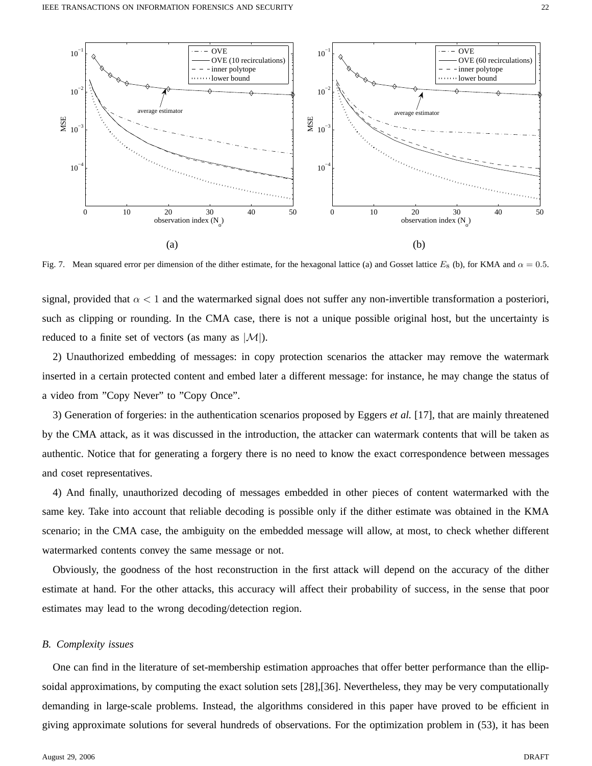Fig. 7. Mean squared error per dimension of the dither estimate, for the hexagonal lattice (a) and Gosset lattice $E_8$ (b), for KMA and $\alpha = 0.5$.

signal, provided that $\alpha < 1$ and the watermarked signal does not suffer any non-invertible transformation a posteriori, such as clipping or rounding. In the CMA case, there is not a unique possible original host, but the uncertainty is reduced to a finite set of vectors (as many as $|\mathcal{M}|$).

2) Unauthorized embedding of messages: in copy protection scenarios the attacker may remove the watermark inserted in a certain protected content and embed later a different message: for instance, he may change the status of a video from "Copy Never" to "Copy Once".

3) Generation of forgeries: in the authentication scenarios proposed by Eggers *et al.* [17], that are mainly threatened by the CMA attack, as it was discussed in the introduction, the attacker can watermark contents that will be taken as authentic. Notice that for generating a forgery there is no need to know the exact correspondence between messages and coset representatives.

4) And finally, unauthorized decoding of messages embedded in other pieces of content watermarked with the same key. Take into account that reliable decoding is possible only if the dither estimate was obtained in the KMA scenario; in the CMA case, the ambiguity on the embedded message will allow, at most, to check whether different watermarked contents convey the same message or not.

Obviously, the goodness of the host reconstruction in the first attack will depend on the accuracy of the dither estimate at hand. For the other attacks, this accuracy will affect their probability of success, in the sense that poor estimates may lead to the wrong decoding/detection region.

### B. Complexity issues

One can find in the literature of set-membership estimation approaches that offer better performance than the ellipsoidal approximations, by computing the exact solution sets [28],[36]. Nevertheless, they may be very computationally demanding in large-scale problems. Instead, the algorithms considered in this paper have proved to be efficient in giving approximate solutions for several hundreds of observations. For the optimization problem in (53), it has been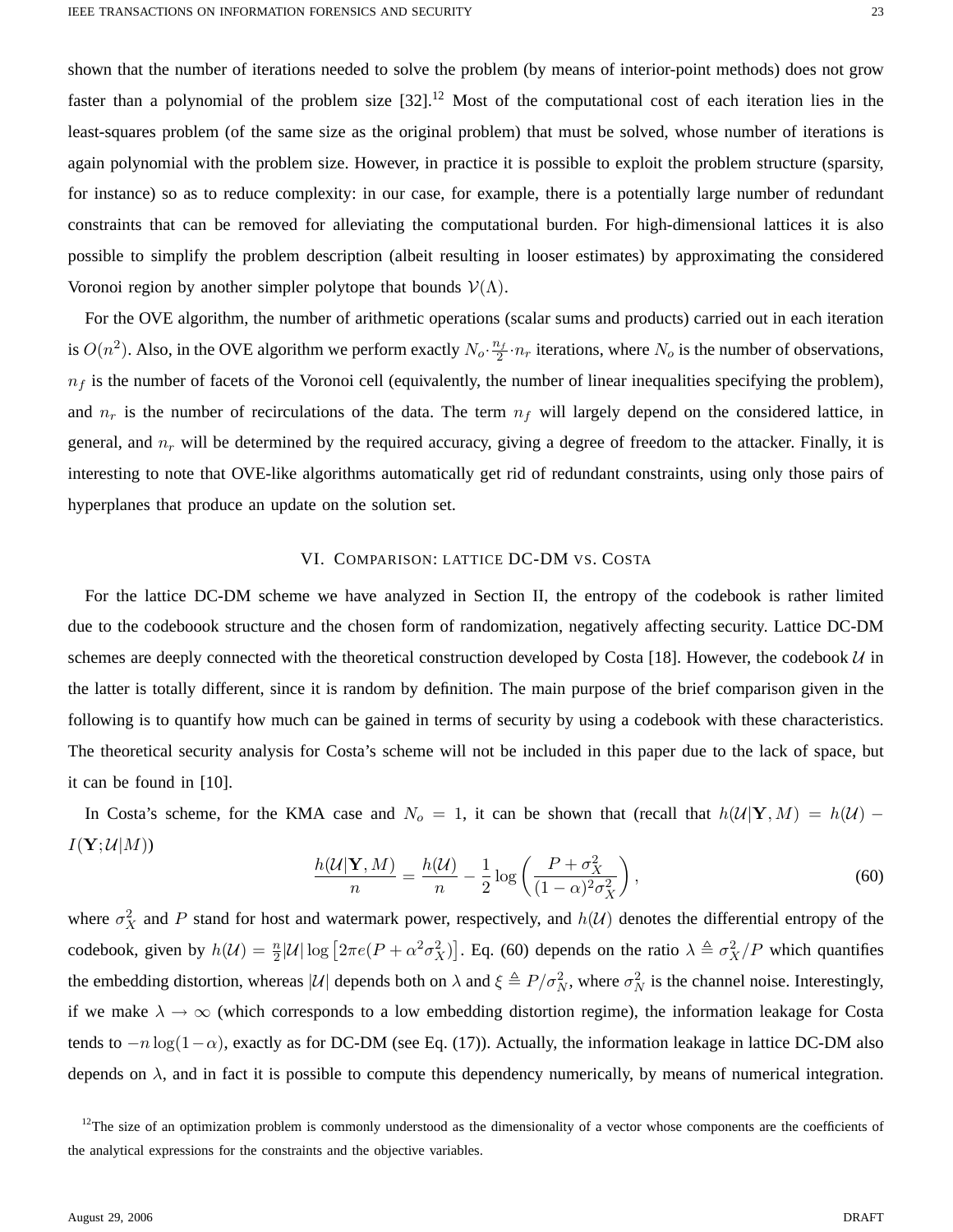shown that the number of iterations needed to solve the problem (by means of interior-point methods) does not grow faster than a polynomial of the problem size [32].[12] Most of the computational cost of each iteration lies in the least-squares problem (of the same size as the original problem) that must be solved, whose number of iterations is again polynomial with the problem size. However, in practice it is possible to exploit the problem structure (sparsity, for instance) so as to reduce complexity: in our case, for example, there is a potentially large number of redundant constraints that can be removed for alleviating the computational burden. For high-dimensional lattices it is also possible to simplify the problem description (albeit resulting in looser estimates) by approximating the considered Voronoi region by another simpler polytope that bounds $\mathcal{V}(\Lambda)$.

For the OVE algorithm, the number of arithmetic operations (scalar sums and products) carried out in each iteration is $O(n^2)$. Also, in the OVE algorithm we perform exactly $N_o \cdot \frac{n_f}{2} \cdot n_r$ iterations, where $N_o$ is the number of observations, $n_f$ is the number of facets of the Voronoi cell (equivalently, the number of linear inequalities specifying the problem), and $n_r$ is the number of recirculations of the data. The term $n_f$ will largely depend on the considered lattice, in general, and $n_r$ will be determined by the required accuracy, giving a degree of freedom to the attacker. Finally, it is interesting to note that OVE-like algorithms automatically get rid of redundant constraints, using only those pairs of hyperplanes that produce an update on the solution set.

## VI. Comparison: Lattice DC-DM vs. Costa

For the lattice DC-DM scheme we have analyzed in Section II, the entropy of the codebook is rather limited due to the codeboook structure and the chosen form of randomization, negatively affecting security. Lattice DC-DM schemes are deeply connected with the theoretical construction developed by Costa [18]. However, the codebook $\mathcal{U}$ in the latter is totally different, since it is random by definition. The main purpose of the brief comparison given in the following is to quantify how much can be gained in terms of security by using a codebook with these characteristics. The theoretical security analysis for Costa's scheme will not be included in this paper due to the lack of space, but it can be found in [10].

In Costa's scheme, for the KMA case and $N_o = 1$, it can be shown that (recall that $h(\mathcal{U}|\mathbf{Y}, M) = h(\mathcal{U}) - I(\mathbf{Y}; \mathcal{U}|M)$)

$$\frac{h(\mathcal{U}|\mathbf{Y}, M)}{n} = \frac{h(\mathcal{U})}{n} - \frac{1}{2}\log\left(\frac{P + \sigma_X^2}{(1-\alpha)^2\sigma_X^2}\right), \tag{60}$$

where $\sigma_X^2$ and $P$ stand for host and watermark power, respectively, and $h(\mathcal{U})$ denotes the differential entropy of the codebook, given by $h(\mathcal{U}) = \frac{n}{2}|\mathcal{U}|\log\left[2\pi e(P + \alpha^2\sigma_X^2)\right]$. Eq. (60) depends on the ratio $\lambda \triangleq \sigma_X^2/P$ which quantifies the embedding distortion, whereas $|\mathcal{U}|$ depends both on $\lambda$ and $\xi \triangleq P/\sigma_N^2$, where $\sigma_N^2$ is the channel noise. Interestingly, if we make $\lambda \to \infty$ (which corresponds to a low embedding distortion regime), the information leakage for Costa tends to $-n\log(1-\alpha)$, exactly as for DC-DM (see Eq. (17)). Actually, the information leakage in lattice DC-DM also depends on $\lambda$, and in fact it is possible to compute this dependency numerically, by means of numerical integration.

[12] The size of an optimization problem is commonly understood as the dimensionality of a vector whose components are the coefficients of the analytical expressions for the constraints and the objective variables.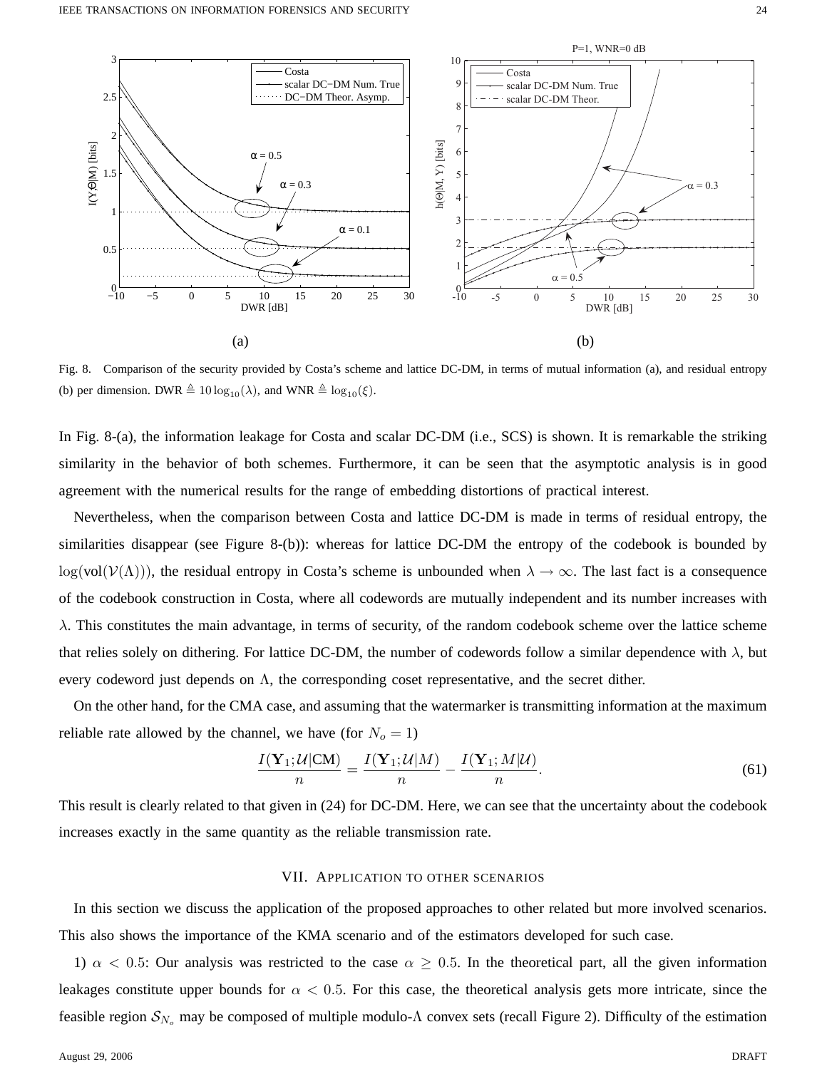Fig. 8. Comparison of the security provided by Costa's scheme and lattice DC-DM, in terms of mutual information (a), and residual entropy (b) per dimension. DWR $\triangleq 10\log_{10}(\lambda)$, and WNR $\triangleq \log_{10}(\xi)$.

In Fig. 8-(a), the information leakage for Costa and scalar DC-DM (i.e., SCS) is shown. It is remarkable the striking similarity in the behavior of both schemes. Furthermore, it can be seen that the asymptotic analysis is in good agreement with the numerical results for the range of embedding distortions of practical interest.

Nevertheless, when the comparison between Costa and lattice DC-DM is made in terms of residual entropy, the similarities disappear (see Figure 8-(b)): whereas for lattice DC-DM the entropy of the codebook is bounded by $\log(\text{vol}(\mathcal{V}(\Lambda)))$, the residual entropy in Costa's scheme is unbounded when $\lambda \to \infty$. The last fact is a consequence of the codebook construction in Costa, where all codewords are mutually independent and its number increases with $\lambda$. This constitutes the main advantage, in terms of security, of the random codebook scheme over the lattice scheme that relies solely on dithering. For lattice DC-DM, the number of codewords follow a similar dependence with $\lambda$, but every codeword just depends on $\Lambda$, the corresponding coset representative, and the secret dither.

On the other hand, for the CMA case, and assuming that the watermarker is transmitting information at the maximum reliable rate allowed by the channel, we have (for $N_o = 1$)

$$\frac{I(\mathbf{Y}_1; \mathcal{U}|\text{CM})}{n} = \frac{I(\mathbf{Y}_1; \mathcal{U}|M)}{n} - \frac{I(\mathbf{Y}_1; M|\mathcal{U})}{n}. \tag{61}$$

This result is clearly related to that given in (24) for DC-DM. Here, we can see that the uncertainty about the codebook increases exactly in the same quantity as the reliable transmission rate.

## VII. Application to other scenarios

In this section we discuss the application of the proposed approaches to other related but more involved scenarios. This also shows the importance of the KMA scenario and of the estimators developed for such case.

1) $\alpha < 0.5$: Our analysis was restricted to the case $\alpha \geq 0.5$. In the theoretical part, all the given information leakages constitute upper bounds for $\alpha < 0.5$. For this case, the theoretical analysis gets more intricate, since the feasible region $\mathcal{S}_{N_o}$ may be composed of multiple modulo-$\Lambda$ convex sets (recall Figure 2). Difficulty of the estimation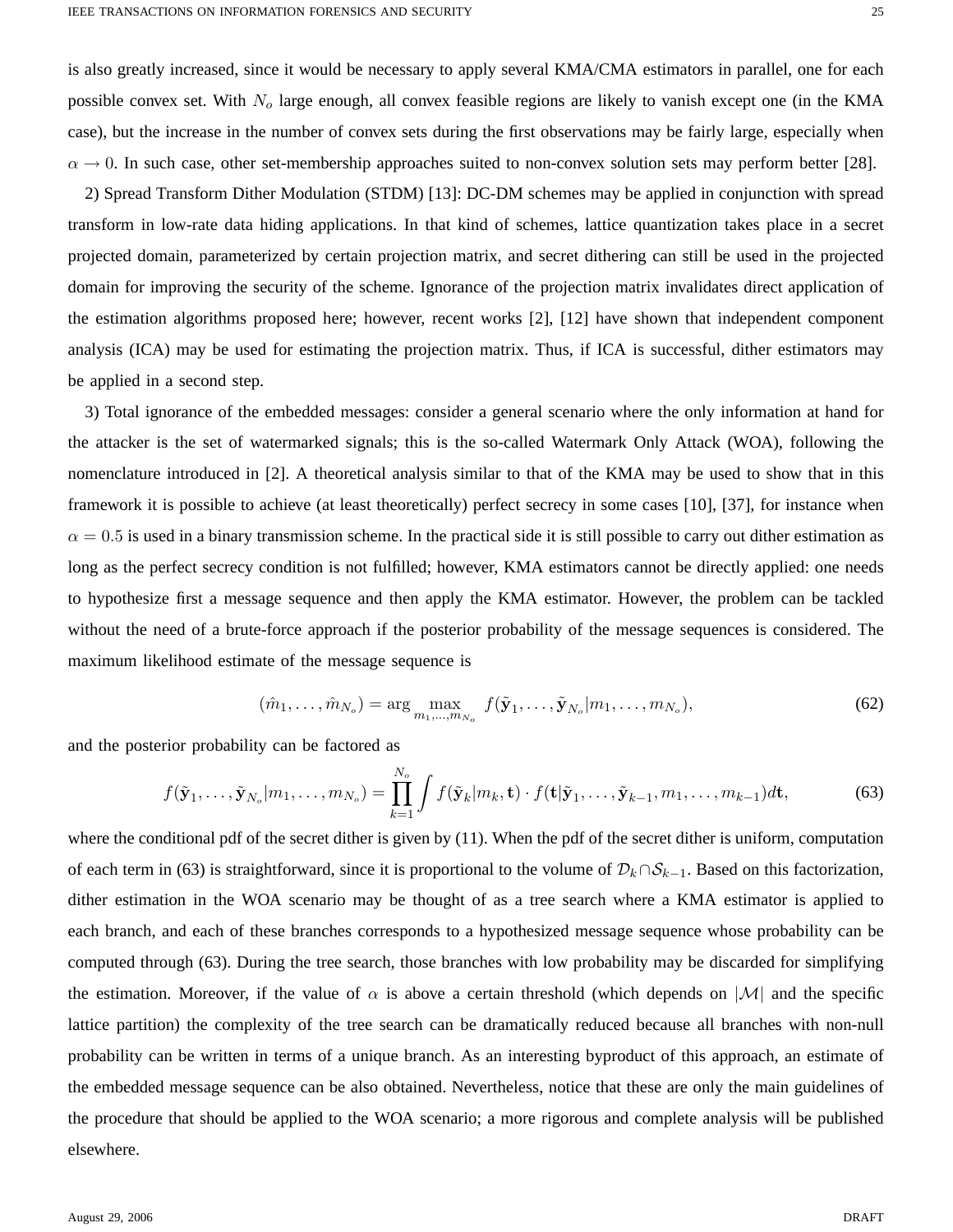is also greatly increased, since it would be necessary to apply several KMA/CMA estimators in parallel, one for each possible convex set. With $N_o$ large enough, all convex feasible regions are likely to vanish except one (in the KMA case), but the increase in the number of convex sets during the first observations may be fairly large, especially when $\alpha \to 0$. In such case, other set-membership approaches suited to non-convex solution sets may perform better [28].

2) Spread Transform Dither Modulation (STDM) [13]: DC-DM schemes may be applied in conjunction with spread transform in low-rate data hiding applications. In that kind of schemes, lattice quantization takes place in a secret projected domain, parameterized by certain projection matrix, and secret dithering can still be used in the projected domain for improving the security of the scheme. Ignorance of the projection matrix invalidates direct application of the estimation algorithms proposed here; however, recent works [2], [12] have shown that independent component analysis (ICA) may be used for estimating the projection matrix. Thus, if ICA is successful, dither estimators may be applied in a second step.

3) Total ignorance of the embedded messages: consider a general scenario where the only information at hand for the attacker is the set of watermarked signals; this is the so-called Watermark Only Attack (WOA), following the nomenclature introduced in [2]. A theoretical analysis similar to that of the KMA may be used to show that in this framework it is possible to achieve (at least theoretically) perfect secrecy in some cases [10], [37], for instance when $\alpha = 0.5$ is used in a binary transmission scheme. In the practical side it is still possible to carry out dither estimation as long as the perfect secrecy condition is not fulfilled; however, KMA estimators cannot be directly applied: one needs to hypothesize first a message sequence and then apply the KMA estimator. However, the problem can be tackled without the need of a brute-force approach if the posterior probability of the message sequences is considered. The maximum likelihood estimate of the message sequence is

$$(\hat{m}_1, \ldots, \hat{m}_{N_o}) = \arg \max_{m_1, \ldots, m_{N_o}} f(\tilde{\mathbf{y}}_1, \ldots, \tilde{\mathbf{y}}_{N_o} | m_1, \ldots, m_{N_o}), \tag{62}$$

and the posterior probability can be factored as

$$f(\tilde{\mathbf{y}}_1, \ldots, \tilde{\mathbf{y}}_{N_o} | m_1, \ldots, m_{N_o}) = \prod_{k=1}^{N_o} \int f(\tilde{\mathbf{y}}_k | m_k, \mathbf{t}) \cdot f(\mathbf{t} | \tilde{\mathbf{y}}_1, \ldots, \tilde{\mathbf{y}}_{k-1}, m_1, \ldots, m_{k-1}) d\mathbf{t}, \tag{63}$$

where the conditional pdf of the secret dither is given by (11). When the pdf of the secret dither is uniform, computation of each term in (63) is straightforward, since it is proportional to the volume of $\mathcal{D}_k \cap \mathcal{S}_{k-1}$. Based on this factorization, dither estimation in the WOA scenario may be thought of as a tree search where a KMA estimator is applied to each branch, and each of these branches corresponds to a hypothesized message sequence whose probability can be computed through (63). During the tree search, those branches with low probability may be discarded for simplifying the estimation. Moreover, if the value of $\alpha$ is above a certain threshold (which depends on $|\mathcal{M}|$ and the specific lattice partition) the complexity of the tree search can be dramatically reduced because all branches with non-null probability can be written in terms of a unique branch. As an interesting byproduct of this approach, an estimate of the embedded message sequence can be also obtained. Nevertheless, notice that these are only the main guidelines of the procedure that should be applied to the WOA scenario; a more rigorous and complete analysis will be published elsewhere.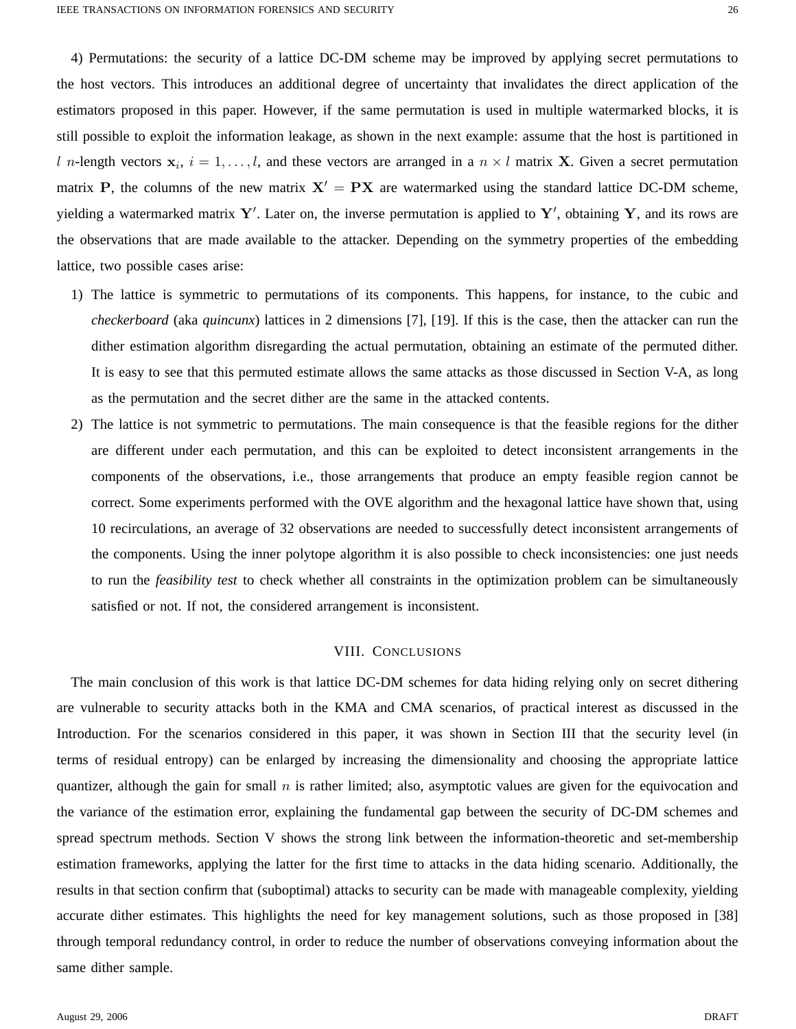4) Permutations: the security of a lattice DC-DM scheme may be improved by applying secret permutations to the host vectors. This introduces an additional degree of uncertainty that invalidates the direct application of the estimators proposed in this paper. However, if the same permutation is used in multiple watermarked blocks, it is still possible to exploit the information leakage, as shown in the next example: assume that the host is partitioned in $l$ $n$-length vectors $\mathbf{x}_i$, $i = 1, \ldots, l$, and these vectors are arranged in a $n \times l$ matrix $\mathbf{X}$. Given a secret permutation matrix $\mathbf{P}$, the columns of the new matrix $\mathbf{X}' = \mathbf{PX}$ are watermarked using the standard lattice DC-DM scheme, yielding a watermarked matrix $\mathbf{Y}'$. Later on, the inverse permutation is applied to $\mathbf{Y}'$, obtaining $\mathbf{Y}$, and its rows are the observations that are made available to the attacker. Depending on the symmetry properties of the embedding lattice, two possible cases arise:

1) The lattice is symmetric to permutations of its components. This happens, for instance, to the cubic and *checkerboard* (aka *quincunx*) lattices in 2 dimensions [7], [19]. If this is the case, then the attacker can run the dither estimation algorithm disregarding the actual permutation, obtaining an estimate of the permuted dither. It is easy to see that this permuted estimate allows the same attacks as those discussed in Section V-A, as long as the permutation and the secret dither are the same in the attacked contents.
2) The lattice is not symmetric to permutations. The main consequence is that the feasible regions for the dither are different under each permutation, and this can be exploited to detect inconsistent arrangements in the components of the observations, i.e., those arrangements that produce an empty feasible region cannot be correct. Some experiments performed with the OVE algorithm and the hexagonal lattice have shown that, using 10 recirculations, an average of 32 observations are needed to successfully detect inconsistent arrangements of the components. Using the inner polytope algorithm it is also possible to check inconsistencies: one just needs to run the *feasibility test* to check whether all constraints in the optimization problem can be simultaneously satisfied or not. If not, the considered arrangement is inconsistent.

## VIII. Conclusions

The main conclusion of this work is that lattice DC-DM schemes for data hiding relying only on secret dithering are vulnerable to security attacks both in the KMA and CMA scenarios, of practical interest as discussed in the Introduction. For the scenarios considered in this paper, it was shown in Section III that the security level (in terms of residual entropy) can be enlarged by increasing the dimensionality and choosing the appropriate lattice quantizer, although the gain for small $n$ is rather limited; also, asymptotic values are given for the equivocation and the variance of the estimation error, explaining the fundamental gap between the security of DC-DM schemes and spread spectrum methods. Section V shows the strong link between the information-theoretic and set-membership estimation frameworks, applying the latter for the first time to attacks in the data hiding scenario. Additionally, the results in that section confirm that (suboptimal) attacks to security can be made with manageable complexity, yielding accurate dither estimates. This highlights the need for key management solutions, such as those proposed in [38] through temporal redundancy control, in order to reduce the number of observations conveying information about the same dither sample.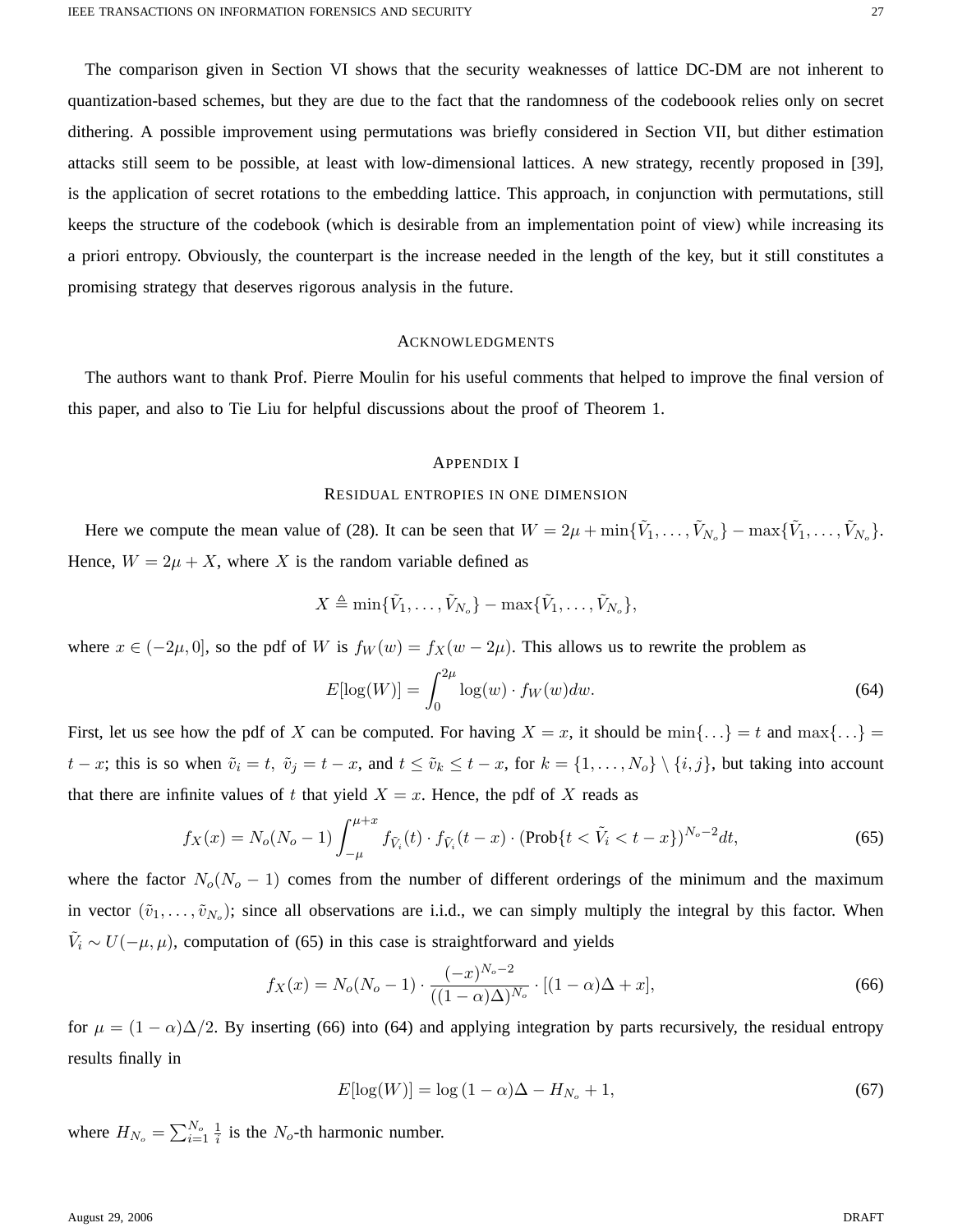The comparison given in Section VI shows that the security weaknesses of lattice DC-DM are not inherent to quantization-based schemes, but they are due to the fact that the randomness of the codeboook relies only on secret dithering. A possible improvement using permutations was briefly considered in Section VII, but dither estimation attacks still seem to be possible, at least with low-dimensional lattices. A new strategy, recently proposed in [39], is the application of secret rotations to the embedding lattice. This approach, in conjunction with permutations, still keeps the structure of the codebook (which is desirable from an implementation point of view) while increasing its a priori entropy. Obviously, the counterpart is the increase needed in the length of the key, but it still constitutes a promising strategy that deserves rigorous analysis in the future.

## Acknowledgments

The authors want to thank Prof. Pierre Moulin for his useful comments that helped to improve the final version of this paper, and also to Tie Liu for helpful discussions about the proof of Theorem 1.

## Appendix I
### Residual entropies in one dimension

Here we compute the mean value of (28). It can be seen that $W = 2\mu + \min\{\tilde{V}_1, \ldots, \tilde{V}_{N_o}\} - \max\{\tilde{V}_1, \ldots, \tilde{V}_{N_o}\}$. Hence, $W = 2\mu + X$, where $X$ is the random variable defined as

$$X \triangleq \min\{\tilde{V}_1, \ldots, \tilde{V}_{N_o}\} - \max\{\tilde{V}_1, \ldots, \tilde{V}_{N_o}\},$$

where $x \in (-2\mu, 0]$, so the pdf of $W$ is $f_W(w) = f_X(w - 2\mu)$. This allows us to rewrite the problem as

$$E[\log(W)] = \int_0^{2\mu} \log(w) \cdot f_W(w) dw. \tag{64}$$

First, let us see how the pdf of $X$ can be computed. For having $X = x$, it should be $\min\{\ldots\} = t$ and $\max\{\ldots\} = t - x$; this is so when $\tilde{v}_i = t$, $\tilde{v}_j = t - x$, and $t \leq \tilde{v}_k \leq t - x$, for $k = \{1, \ldots, N_o\} \setminus \{i, j\}$, but taking into account that there are infinite values of $t$ that yield $X = x$. Hence, the pdf of $X$ reads as

$$f_X(x) = N_o(N_o - 1) \int_{-\mu}^{\mu + x} f_{\tilde{V}_i}(t) \cdot f_{\tilde{V}_i}(t - x) \cdot (\text{Prob}\{t < \tilde{V}_i < t - x\})^{N_o - 2} dt, \tag{65}$$

where the factor $N_o(N_o - 1)$ comes from the number of different orderings of the minimum and the maximum in vector $(\tilde{v}_1, \ldots, \tilde{v}_{N_o})$; since all observations are i.i.d., we can simply multiply the integral by this factor. When $\tilde{V}_i \sim U(-\mu, \mu)$, computation of (65) in this case is straightforward and yields

$$f_X(x) = N_o(N_o - 1) \cdot \frac{(-x)^{N_o - 2}}{((1 - \alpha)\Delta)^{N_o}} \cdot [(1 - \alpha)\Delta + x], \tag{66}$$

for $\mu = (1 - \alpha)\Delta/2$. By inserting (66) into (64) and applying integration by parts recursively, the residual entropy results finally in

$$E[\log(W)] = \log{(1 - \alpha)\Delta} - H_{N_o} + 1, \tag{67}$$

where $H_{N_o} = \sum_{i=1}^{N_o} \frac{1}{i}$ is the $N_o$-th harmonic number.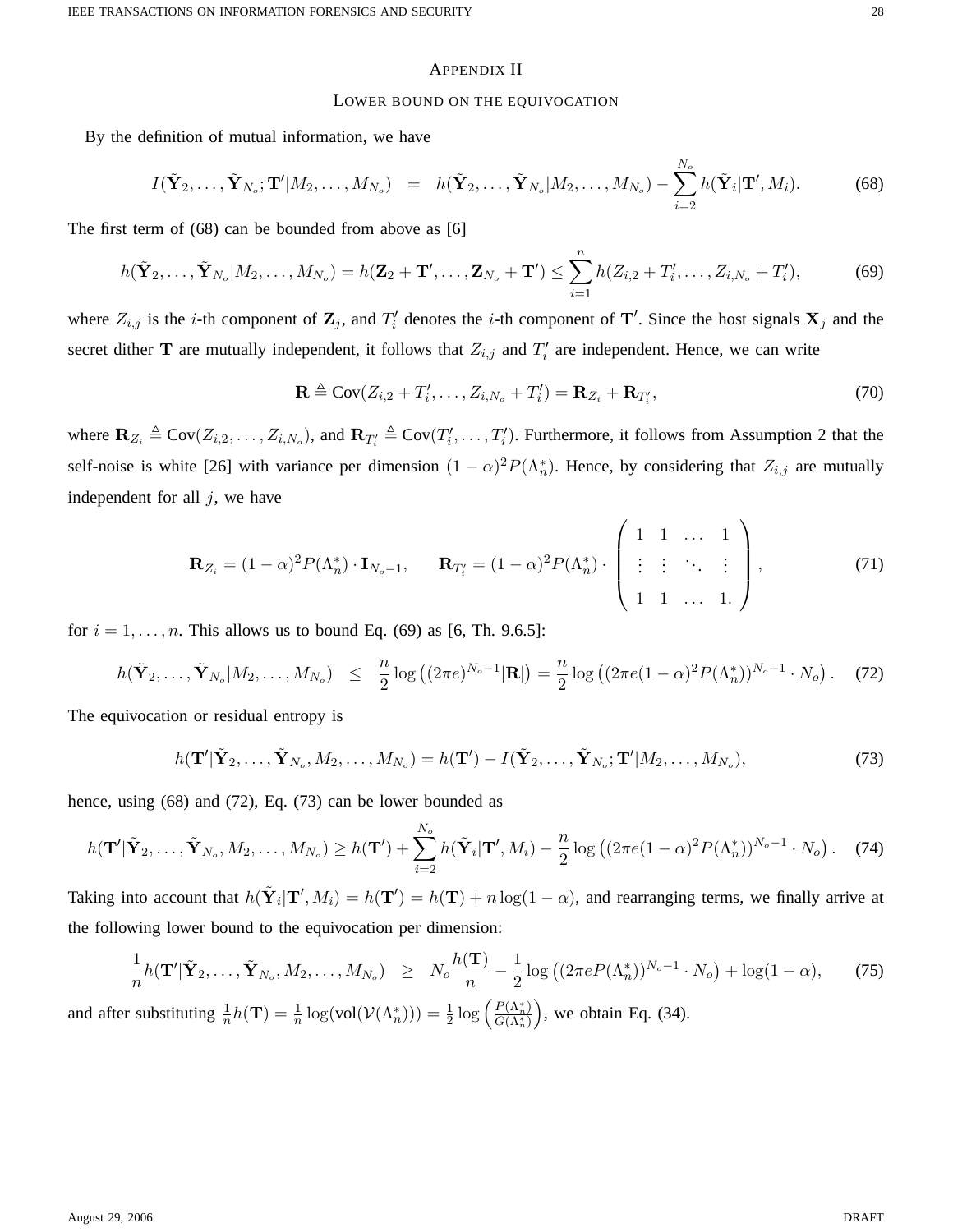## APPENDIX II

### LOWER BOUND ON THE EQUIVOCATION

By the definition of mutual information, we have

$$I(\tilde{\mathbf{Y}}_2, \ldots, \tilde{\mathbf{Y}}_{N_o}; \mathbf{T}'|M_2, \ldots, M_{N_o}) \;\; = \;\; h(\tilde{\mathbf{Y}}_2, \ldots, \tilde{\mathbf{Y}}_{N_o}|M_2, \ldots, M_{N_o}) - \sum_{i=2}^{N_o} h(\tilde{\mathbf{Y}}_i|\mathbf{T}', M_i). \tag{68}$$

The first term of (68) can be bounded from above as [6]

$$h(\tilde{\mathbf{Y}}_2, \ldots, \tilde{\mathbf{Y}}_{N_o}|M_2, \ldots, M_{N_o}) = h(\mathbf{Z}_2 + \mathbf{T}', \ldots, \mathbf{Z}_{N_o} + \mathbf{T}') \leq \sum_{i=1}^{n} h(Z_{i,2} + T_i', \ldots, Z_{i,N_o} + T_i'), \tag{69}$$

where $Z_{i,j}$ is the $i$-th component of $\mathbf{Z}_j$, and $T_i'$ denotes the $i$-th component of $\mathbf{T}'$. Since the host signals $\mathbf{X}_j$ and the secret dither $\mathbf{T}$ are mutually independent, it follows that $Z_{i,j}$ and $T_i'$ are independent. Hence, we can write

$$\mathbf{R} \triangleq \text{Cov}(Z_{i,2} + T_i', \ldots, Z_{i,N_o} + T_i') = \mathbf{R}_{Z_i} + \mathbf{R}_{T_i'}, \tag{70}$$

where $\mathbf{R}_{Z_i} \triangleq \text{Cov}(Z_{i,2}, \ldots, Z_{i,N_o})$, and $\mathbf{R}_{T_i'} \triangleq \text{Cov}(T_i', \ldots, T_i')$. Furthermore, it follows from Assumption 2 that the self-noise is white [26] with variance per dimension $(1-\alpha)^2 P(\Lambda_n^*)$. Hence, by considering that $Z_{i,j}$ are mutually independent for all $j$, we have

$$\mathbf{R}_{Z_i} = (1-\alpha)^2 P(\Lambda_n^*) \cdot \mathbf{I}_{N_o - 1}, \qquad \mathbf{R}_{T_i'} = (1-\alpha)^2 P(\Lambda_n^*) \cdot \begin{pmatrix} 1 & 1 & \ldots & 1 \\ \vdots & \vdots & \ddots & \vdots \\ 1 & 1 & \ldots & 1. \end{pmatrix}, \tag{71}$$

for $i = 1, \ldots, n$. This allows us to bound Eq. (69) as [6, Th. 9.6.5]:

$$h(\tilde{\mathbf{Y}}_2, \ldots, \tilde{\mathbf{Y}}_{N_o}|M_2, \ldots, M_{N_o}) \;\; \leq \;\; \frac{n}{2} \log\left((2\pi e)^{N_o - 1} |\mathbf{R}|\right) = \frac{n}{2} \log\left((2\pi e (1-\alpha)^2 P(\Lambda_n^*))^{N_o - 1} \cdot N_o\right). \tag{72}$$

The equivocation or residual entropy is

$$h(\mathbf{T}'|\tilde{\mathbf{Y}}_2, \ldots, \tilde{\mathbf{Y}}_{N_o}, M_2, \ldots, M_{N_o}) = h(\mathbf{T}') - I(\tilde{\mathbf{Y}}_2, \ldots, \tilde{\mathbf{Y}}_{N_o}; \mathbf{T}'|M_2, \ldots, M_{N_o}), \tag{73}$$

hence, using (68) and (72), Eq. (73) can be lower bounded as

$$h(\mathbf{T}'|\tilde{\mathbf{Y}}_2, \ldots, \tilde{\mathbf{Y}}_{N_o}, M_2, \ldots, M_{N_o}) \geq h(\mathbf{T}') + \sum_{i=2}^{N_o} h(\tilde{\mathbf{Y}}_i|\mathbf{T}', M_i) - \frac{n}{2} \log\left((2\pi e (1-\alpha)^2 P(\Lambda_n^*))^{N_o - 1} \cdot N_o\right). \tag{74}$$

Taking into account that $h(\tilde{\mathbf{Y}}_i|\mathbf{T}', M_i) = h(\mathbf{T}') = h(\mathbf{T}) + n \log(1-\alpha)$, and rearranging terms, we finally arrive at the following lower bound to the equivocation per dimension:

$$\frac{1}{n} h(\mathbf{T}'|\tilde{\mathbf{Y}}_2, \ldots, \tilde{\mathbf{Y}}_{N_o}, M_2, \ldots, M_{N_o}) \;\; \geq \;\; N_o \frac{h(\mathbf{T})}{n} - \frac{1}{2} \log\left((2\pi e P(\Lambda_n^*))^{N_o - 1} \cdot N_o\right) + \log(1-\alpha), \tag{75}$$

and after substituting $\frac{1}{n} h(\mathbf{T}) = \frac{1}{n} \log(\text{vol}(\mathcal{V}(\Lambda_n^*))) = \frac{1}{2} \log\left(\frac{P(\Lambda_n^*)}{G(\Lambda_n^*)}\right)$, we obtain Eq. (34).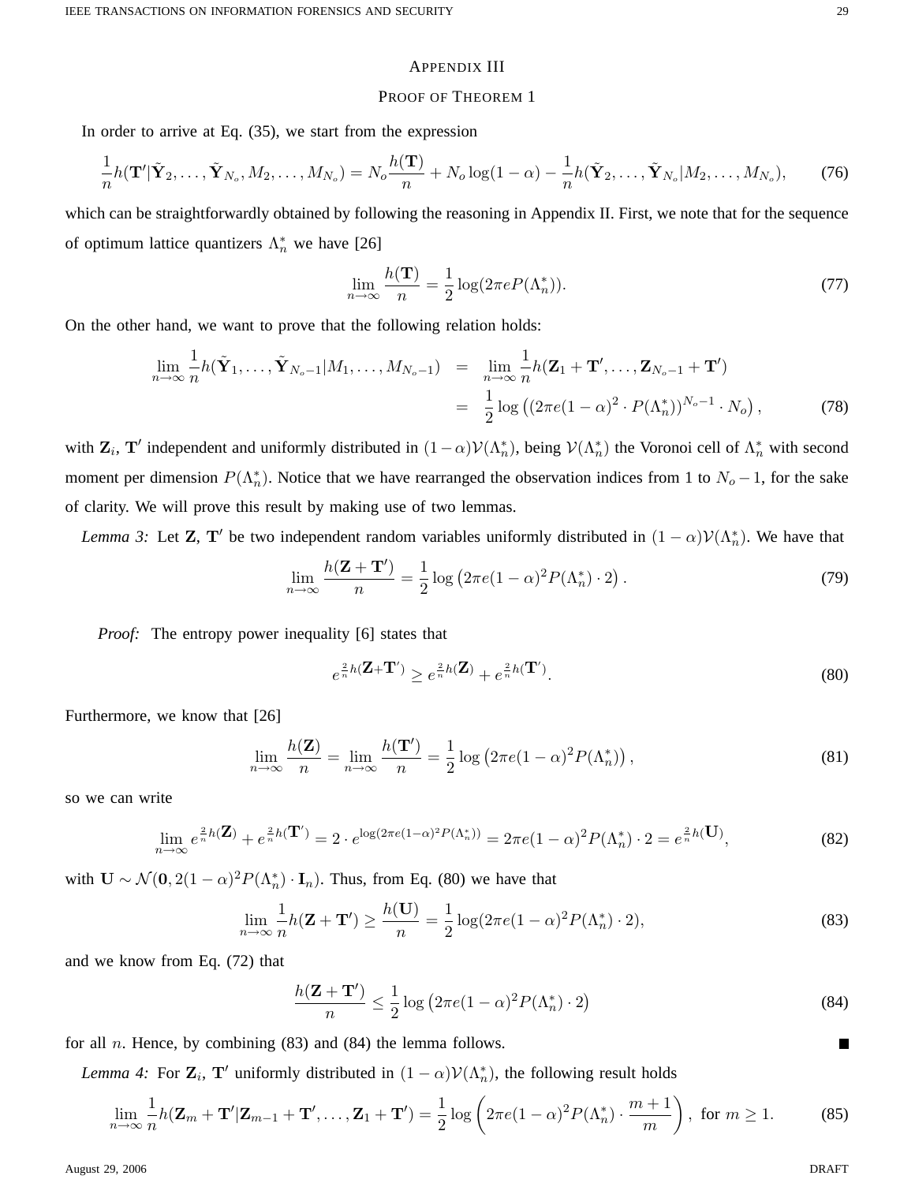## APPENDIX III

### PROOF OF THEOREM 1

In order to arrive at Eq. (35), we start from the expression

$$\frac{1}{n}h(\mathbf{T}'|\tilde{\mathbf{Y}}_2,\ldots,\tilde{\mathbf{Y}}_{N_o},M_2,\ldots,M_{N_o}) = N_o\frac{h(\mathbf{T})}{n} + N_o\log(1-\alpha) - \frac{1}{n}h(\tilde{\mathbf{Y}}_2,\ldots,\tilde{\mathbf{Y}}_{N_o}|M_2,\ldots,M_{N_o}), \tag{76}$$

which can be straightforwardly obtained by following the reasoning in Appendix II. First, we note that for the sequence of optimum lattice quantizers $\Lambda_n^*$ we have [26]

$$\lim_{n\to\infty}\frac{h(\mathbf{T})}{n} = \frac{1}{2}\log(2\pi e P(\Lambda_n^*)). \tag{77}$$

On the other hand, we want to prove that the following relation holds:

$$\begin{aligned}\lim_{n\to\infty}\frac{1}{n}h(\tilde{\mathbf{Y}}_1,\ldots,\tilde{\mathbf{Y}}_{N_o-1}|M_1,\ldots,M_{N_o-1}) &= \lim_{n\to\infty}\frac{1}{n}h(\mathbf{Z}_1+\mathbf{T}',\ldots,\mathbf{Z}_{N_o-1}+\mathbf{T}') \\ &= \frac{1}{2}\log\left((2\pi e(1-\alpha)^2\cdot P(\Lambda_n^*))^{N_o-1}\cdot N_o\right),\end{aligned} \tag{78}$$

with $\mathbf{Z}_i$, $\mathbf{T}'$ independent and uniformly distributed in $(1-\alpha)\mathcal{V}(\Lambda_n^*)$, being $\mathcal{V}(\Lambda_n^*)$ the Voronoi cell of $\Lambda_n^*$ with second moment per dimension $P(\Lambda_n^*)$. Notice that we have rearranged the observation indices from 1 to $N_o-1$, for the sake of clarity. We will prove this result by making use of two lemmas.

*Lemma 3:* Let $\mathbf{Z}$, $\mathbf{T}'$ be two independent random variables uniformly distributed in $(1-\alpha)\mathcal{V}(\Lambda_n^*)$. We have that

$$\lim_{n\to\infty}\frac{h(\mathbf{Z}+\mathbf{T}')}{n} = \frac{1}{2}\log\left(2\pi e(1-\alpha)^2 P(\Lambda_n^*)\cdot 2\right). \tag{79}$$

*Proof:* The entropy power inequality [6] states that

$$e^{\frac{2}{n}h(\mathbf{Z}+\mathbf{T}')} \geq e^{\frac{2}{n}h(\mathbf{Z})} + e^{\frac{2}{n}h(\mathbf{T}')}. \tag{80}$$

Furthermore, we know that [26]

$$\lim_{n\to\infty}\frac{h(\mathbf{Z})}{n} = \lim_{n\to\infty}\frac{h(\mathbf{T}')}{n} = \frac{1}{2}\log\left(2\pi e(1-\alpha)^2 P(\Lambda_n^*)\right), \tag{81}$$

so we can write

$$\lim_{n\to\infty} e^{\frac{2}{n}h(\mathbf{Z})} + e^{\frac{2}{n}h(\mathbf{T}')} = 2\cdot e^{\log(2\pi e(1-\alpha)^2 P(\Lambda_n^*))} = 2\pi e(1-\alpha)^2 P(\Lambda_n^*)\cdot 2 = e^{\frac{2}{n}h(\mathbf{U})}, \tag{82}$$

with $\mathbf{U}\sim\mathcal{N}(\mathbf{0}, 2(1-\alpha)^2 P(\Lambda_n^*)\cdot\mathbf{I}_n)$. Thus, from Eq. (80) we have that

$$\lim_{n\to\infty}\frac{1}{n}h(\mathbf{Z}+\mathbf{T}') \geq \frac{h(\mathbf{U})}{n} = \frac{1}{2}\log(2\pi e(1-\alpha)^2 P(\Lambda_n^*)\cdot 2), \tag{83}$$

and we know from Eq. (72) that

$$\frac{h(\mathbf{Z}+\mathbf{T}')}{n} \leq \frac{1}{2}\log\left(2\pi e(1-\alpha)^2 P(\Lambda_n^*)\cdot 2\right) \tag{84}$$

for all $n$. Hence, by combining (83) and (84) the lemma follows. ∎

*Lemma 4:* For $\mathbf{Z}_i$, $\mathbf{T}'$ uniformly distributed in $(1-\alpha)\mathcal{V}(\Lambda_n^*)$, the following result holds

$$\lim_{n\to\infty}\frac{1}{n}h(\mathbf{Z}_m+\mathbf{T}'|\mathbf{Z}_{m-1}+\mathbf{T}',\ldots,\mathbf{Z}_1+\mathbf{T}') = \frac{1}{2}\log\left(2\pi e(1-\alpha)^2 P(\Lambda_n^*)\cdot\frac{m+1}{m}\right),\ \text{for } m\geq 1. \tag{85}$$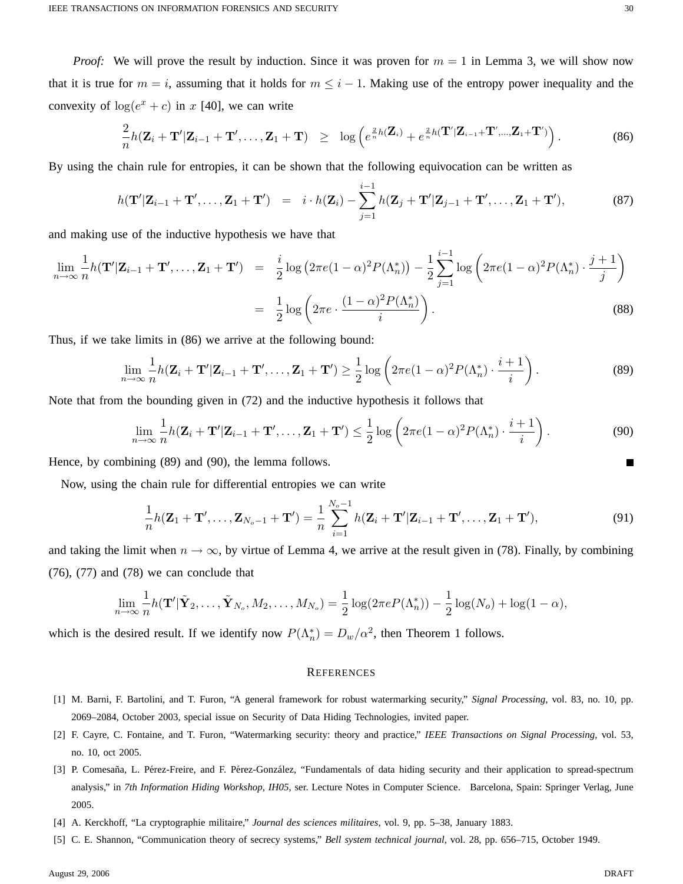*Proof:* We will prove the result by induction. Since it was proven for $m = 1$ in Lemma 3, we will show now that it is true for $m = i$, assuming that it holds for $m \leq i-1$. Making use of the entropy power inequality and the convexity of $\log(e^x + c)$ in $x$ [40], we can write

$$\frac{2}{n} h(\mathbf{Z}_i + \mathbf{T}' | \mathbf{Z}_{i-1} + \mathbf{T}', \ldots, \mathbf{Z}_1 + \mathbf{T}) \quad \geq \quad \log\left( e^{\frac{2}{n} h(\mathbf{Z}_i)} + e^{\frac{2}{n} h(\mathbf{T}' | \mathbf{Z}_{i-1} + \mathbf{T}', \ldots, \mathbf{Z}_1 + \mathbf{T}')} \right). \tag{86}$$

By using the chain rule for entropies, it can be shown that the following equivocation can be written as

$$h(\mathbf{T}' | \mathbf{Z}_{i-1} + \mathbf{T}', \ldots, \mathbf{Z}_1 + \mathbf{T}') \quad = \quad i \cdot h(\mathbf{Z}_i) - \sum_{j=1}^{i-1} h(\mathbf{Z}_j + \mathbf{T}' | \mathbf{Z}_{j-1} + \mathbf{T}', \ldots, \mathbf{Z}_1 + \mathbf{T}'), \tag{87}$$

and making use of the inductive hypothesis we have that

$$\begin{aligned}
\lim_{n\to\infty} \frac{1}{n} h(\mathbf{T}' | \mathbf{Z}_{i-1} + \mathbf{T}', \ldots, \mathbf{Z}_1 + \mathbf{T}') &= \frac{i}{2} \log\left( 2\pi e (1-\alpha)^2 P(\Lambda_n^*) \right) - \frac{1}{2} \sum_{j=1}^{i-1} \log\left( 2\pi e (1-\alpha)^2 P(\Lambda_n^*) \cdot \frac{j+1}{j} \right) \\
&= \frac{1}{2} \log\left( 2\pi e \cdot \frac{(1-\alpha)^2 P(\Lambda_n^*)}{i} \right).
\end{aligned} \tag{88}$$

Thus, if we take limits in (86) we arrive at the following bound:

$$\lim_{n\to\infty} \frac{1}{n} h(\mathbf{Z}_i + \mathbf{T}' | \mathbf{Z}_{i-1} + \mathbf{T}', \ldots, \mathbf{Z}_1 + \mathbf{T}') \geq \frac{1}{2} \log\left( 2\pi e (1-\alpha)^2 P(\Lambda_n^*) \cdot \frac{i+1}{i} \right). \tag{89}$$

Note that from the bounding given in (72) and the inductive hypothesis it follows that

$$\lim_{n\to\infty} \frac{1}{n} h(\mathbf{Z}_i + \mathbf{T}' | \mathbf{Z}_{i-1} + \mathbf{T}', \ldots, \mathbf{Z}_1 + \mathbf{T}') \leq \frac{1}{2} \log\left( 2\pi e (1-\alpha)^2 P(\Lambda_n^*) \cdot \frac{i+1}{i} \right). \tag{90}$$

Hence, by combining (89) and (90), the lemma follows. ■

Now, using the chain rule for differential entropies we can write

$$\frac{1}{n} h(\mathbf{Z}_1 + \mathbf{T}', \ldots, \mathbf{Z}_{N_o - 1} + \mathbf{T}') = \frac{1}{n} \sum_{i=1}^{N_o - 1} h(\mathbf{Z}_i + \mathbf{T}' | \mathbf{Z}_{i-1} + \mathbf{T}', \ldots, \mathbf{Z}_1 + \mathbf{T}'), \tag{91}$$

and taking the limit when $n \to \infty$, by virtue of Lemma 4, we arrive at the result given in (78). Finally, by combining (76), (77) and (78) we can conclude that

$$\lim_{n\to\infty} \frac{1}{n} h(\mathbf{T}' | \tilde{\mathbf{Y}}_2, \ldots, \tilde{\mathbf{Y}}_{N_o}, M_2, \ldots, M_{N_o}) = \frac{1}{2} \log(2\pi e P(\Lambda_n^*)) - \frac{1}{2} \log(N_o) + \log(1-\alpha),$$

which is the desired result. If we identify now $P(\Lambda_n^*) = D_w / \alpha^2$, then Theorem 1 follows.

## References

[1] M. Barni, F. Bartolini, and T. Furon, "A general framework for robust watermarking security," *Signal Processing*, vol. 83, no. 10, pp. 2069–2084, October 2003, special issue on Security of Data Hiding Technologies, invited paper.

[2] F. Cayre, C. Fontaine, and T. Furon, "Watermarking security: theory and practice," *IEEE Transactions on Signal Processing*, vol. 53, no. 10, oct 2005.

[3] P. Comesaña, L. Pérez-Freire, and F. Pérez-González, "Fundamentals of data hiding security and their application to spread-spectrum analysis," in *7th Information Hiding Workshop, IH05*, ser. Lecture Notes in Computer Science. Barcelona, Spain: Springer Verlag, June 2005.

[4] A. Kerckhoff, "La cryptographie militaire," *Journal des sciences militaires*, vol. 9, pp. 5–38, January 1883.

[5] C. E. Shannon, "Communication theory of secrecy systems," *Bell system technical journal*, vol. 28, pp. 656–715, October 1949.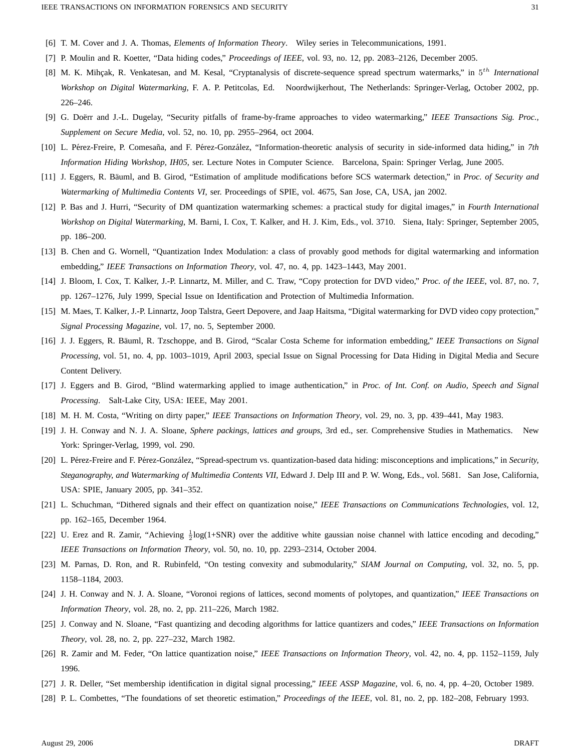[6] T. M. Cover and J. A. Thomas, *Elements of Information Theory*. Wiley series in Telecommunications, 1991.

[7] P. Moulin and R. Koetter, “Data hiding codes,” *Proceedings of IEEE*, vol. 93, no. 12, pp. 2083–2126, December 2005.

[8] M. K. Mihçak, R. Venkatesan, and M. Kesal, “Cryptanalysis of discrete-sequence spread spectrum watermarks,” in $5^{th}$ *International Workshop on Digital Watermarking*, F. A. P. Petitcolas, Ed. Noordwijkerhout, The Netherlands: Springer-Verlag, October 2002, pp. 226–246.

[9] G. Doërr and J.-L. Dugelay, “Security pitfalls of frame-by-frame approaches to video watermarking,” *IEEE Transactions Sig. Proc., Supplement on Secure Media*, vol. 52, no. 10, pp. 2955–2964, oct 2004.

[10] L. Pérez-Freire, P. Comesaña, and F. Pérez-González, “Information-theoretic analysis of security in side-informed data hiding,” in *7th Information Hiding Workshop, IH05*, ser. Lecture Notes in Computer Science. Barcelona, Spain: Springer Verlag, June 2005.

[11] J. Eggers, R. Bäuml, and B. Girod, “Estimation of amplitude modifications before SCS watermark detection,” in *Proc. of Security and Watermarking of Multimedia Contents VI*, ser. Proceedings of SPIE, vol. 4675, San Jose, CA, USA, jan 2002.

[12] P. Bas and J. Hurri, “Security of DM quantization watermarking schemes: a practical study for digital images,” in *Fourth International Workshop on Digital Watermarking*, M. Barni, I. Cox, T. Kalker, and H. J. Kim, Eds., vol. 3710. Siena, Italy: Springer, September 2005, pp. 186–200.

[13] B. Chen and G. Wornell, “Quantization Index Modulation: a class of provably good methods for digital watermarking and information embedding,” *IEEE Transactions on Information Theory*, vol. 47, no. 4, pp. 1423–1443, May 2001.

[14] J. Bloom, I. Cox, T. Kalker, J.-P. Linnartz, M. Miller, and C. Traw, “Copy protection for DVD video,” *Proc. of the IEEE*, vol. 87, no. 7, pp. 1267–1276, July 1999, Special Issue on Identification and Protection of Multimedia Information.

[15] M. Maes, T. Kalker, J.-P. Linnartz, Joop Talstra, Geert Depovere, and Jaap Haitsma, “Digital watermarking for DVD video copy protection,” *Signal Processing Magazine*, vol. 17, no. 5, September 2000.

[16] J. J. Eggers, R. Bäuml, R. Tzschoppe, and B. Girod, “Scalar Costa Scheme for information embedding,” *IEEE Transactions on Signal Processing*, vol. 51, no. 4, pp. 1003–1019, April 2003, special Issue on Signal Processing for Data Hiding in Digital Media and Secure Content Delivery.

[17] J. Eggers and B. Girod, “Blind watermarking applied to image authentication,” in *Proc. of Int. Conf. on Audio, Speech and Signal Processing*. Salt-Lake City, USA: IEEE, May 2001.

[18] M. H. M. Costa, “Writing on dirty paper,” *IEEE Transactions on Information Theory*, vol. 29, no. 3, pp. 439–441, May 1983.

[19] J. H. Conway and N. J. A. Sloane, *Sphere packings, lattices and groups*, 3rd ed., ser. Comprehensive Studies in Mathematics. New York: Springer-Verlag, 1999, vol. 290.

[20] L. Pérez-Freire and F. Pérez-González, “Spread-spectrum vs. quantization-based data hiding: misconceptions and implications,” in *Security, Steganography, and Watermarking of Multimedia Contents VII*, Edward J. Delp III and P. W. Wong, Eds., vol. 5681. San Jose, California, USA: SPIE, January 2005, pp. 341–352.

[21] L. Schuchman, “Dithered signals and their effect on quantization noise,” *IEEE Transactions on Communications Technologies*, vol. 12, pp. 162–165, December 1964.

[22] U. Erez and R. Zamir, “Achieving $\frac{1}{2}$log(1+SNR) over the additive white gaussian noise channel with lattice encoding and decoding,” *IEEE Transactions on Information Theory*, vol. 50, no. 10, pp. 2293–2314, October 2004.

[23] M. Parnas, D. Ron, and R. Rubinfeld, “On testing convexity and submodularity,” *SIAM Journal on Computing*, vol. 32, no. 5, pp. 1158–1184, 2003.

[24] J. H. Conway and N. J. A. Sloane, “Voronoi regions of lattices, second moments of polytopes, and quantization,” *IEEE Transactions on Information Theory*, vol. 28, no. 2, pp. 211–226, March 1982.

[25] J. Conway and N. Sloane, “Fast quantizing and decoding algorithms for lattice quantizers and codes,” *IEEE Transactions on Information Theory*, vol. 28, no. 2, pp. 227–232, March 1982.

[26] R. Zamir and M. Feder, “On lattice quantization noise,” *IEEE Transactions on Information Theory*, vol. 42, no. 4, pp. 1152–1159, July 1996.

[27] J. R. Deller, “Set membership identification in digital signal processing,” *IEEE ASSP Magazine*, vol. 6, no. 4, pp. 4–20, October 1989.

[28] P. L. Combettes, “The foundations of set theoretic estimation,” *Proceedings of the IEEE*, vol. 81, no. 2, pp. 182–208, February 1993.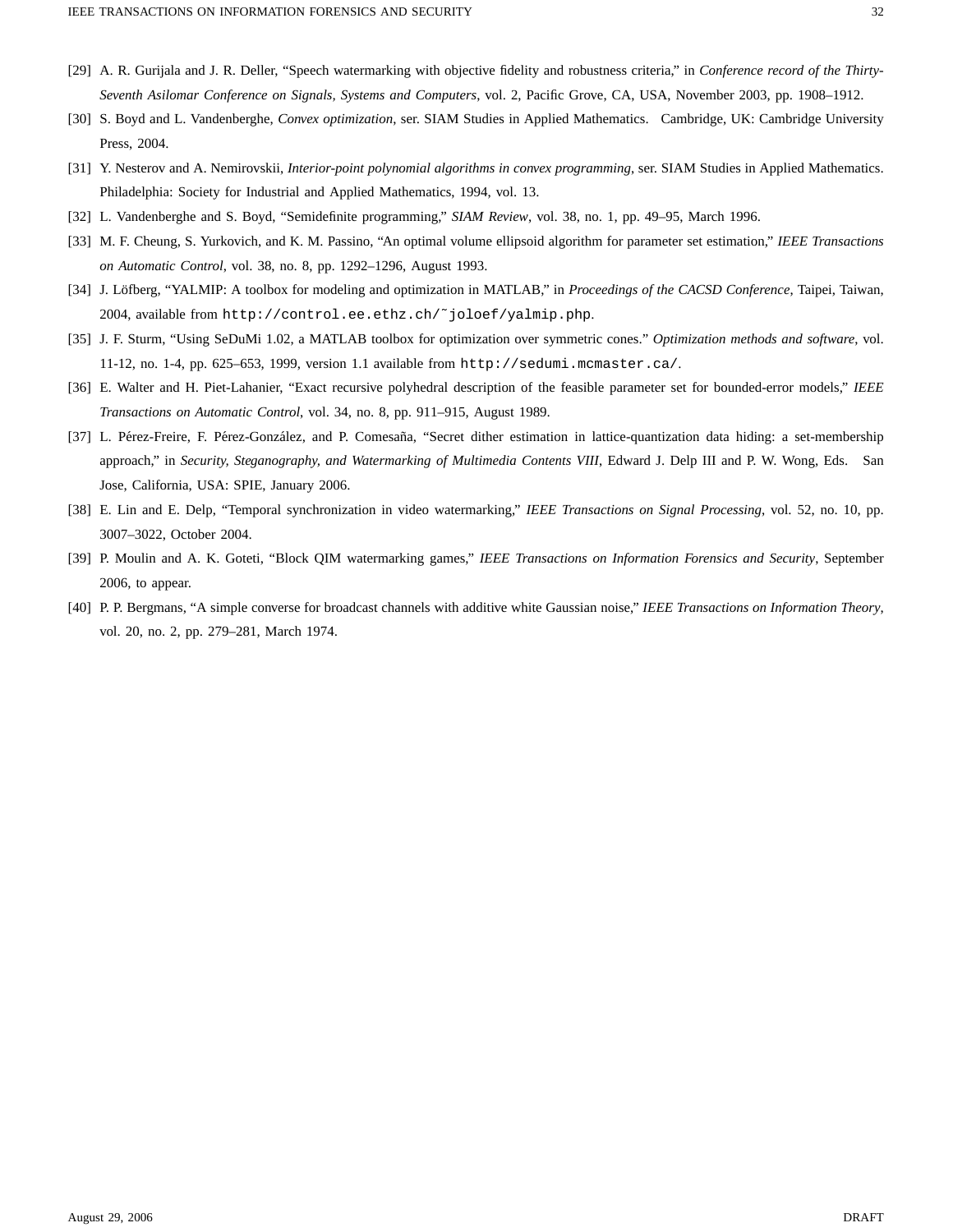[29] A. R. Gurijala and J. R. Deller, "Speech watermarking with objective fidelity and robustness criteria," in *Conference record of the Thirty-Seventh Asilomar Conference on Signals, Systems and Computers*, vol. 2, Pacific Grove, CA, USA, November 2003, pp. 1908–1912.

[30] S. Boyd and L. Vandenberghe, *Convex optimization*, ser. SIAM Studies in Applied Mathematics. Cambridge, UK: Cambridge University Press, 2004.

[31] Y. Nesterov and A. Nemirovskii, *Interior-point polynomial algorithms in convex programming*, ser. SIAM Studies in Applied Mathematics. Philadelphia: Society for Industrial and Applied Mathematics, 1994, vol. 13.

[32] L. Vandenberghe and S. Boyd, "Semidefinite programming," *SIAM Review*, vol. 38, no. 1, pp. 49–95, March 1996.

[33] M. F. Cheung, S. Yurkovich, and K. M. Passino, "An optimal volume ellipsoid algorithm for parameter set estimation," *IEEE Transactions on Automatic Control*, vol. 38, no. 8, pp. 1292–1296, August 1993.

[34] J. Löfberg, "YALMIP: A toolbox for modeling and optimization in MATLAB," in *Proceedings of the CACSD Conference*, Taipei, Taiwan, 2004, available from `http://control.ee.ethz.ch/~joloef/yalmip.php`.

[35] J. F. Sturm, "Using SeDuMi 1.02, a MATLAB toolbox for optimization over symmetric cones." *Optimization methods and software*, vol. 11-12, no. 1-4, pp. 625–653, 1999, version 1.1 available from `http://sedumi.mcmaster.ca/`.

[36] E. Walter and H. Piet-Lahanier, "Exact recursive polyhedral description of the feasible parameter set for bounded-error models," *IEEE Transactions on Automatic Control*, vol. 34, no. 8, pp. 911–915, August 1989.

[37] L. Pérez-Freire, F. Pérez-González, and P. Comesaña, "Secret dither estimation in lattice-quantization data hiding: a set-membership approach," in *Security, Steganography, and Watermarking of Multimedia Contents VIII*, Edward J. Delp III and P. W. Wong, Eds. San Jose, California, USA: SPIE, January 2006.

[38] E. Lin and E. Delp, "Temporal synchronization in video watermarking," *IEEE Transactions on Signal Processing*, vol. 52, no. 10, pp. 3007–3022, October 2004.

[39] P. Moulin and A. K. Goteti, "Block QIM watermarking games," *IEEE Transactions on Information Forensics and Security*, September 2006, to appear.

[40] P. P. Bergmans, "A simple converse for broadcast channels with additive white Gaussian noise," *IEEE Transactions on Information Theory*, vol. 20, no. 2, pp. 279–281, March 1974.